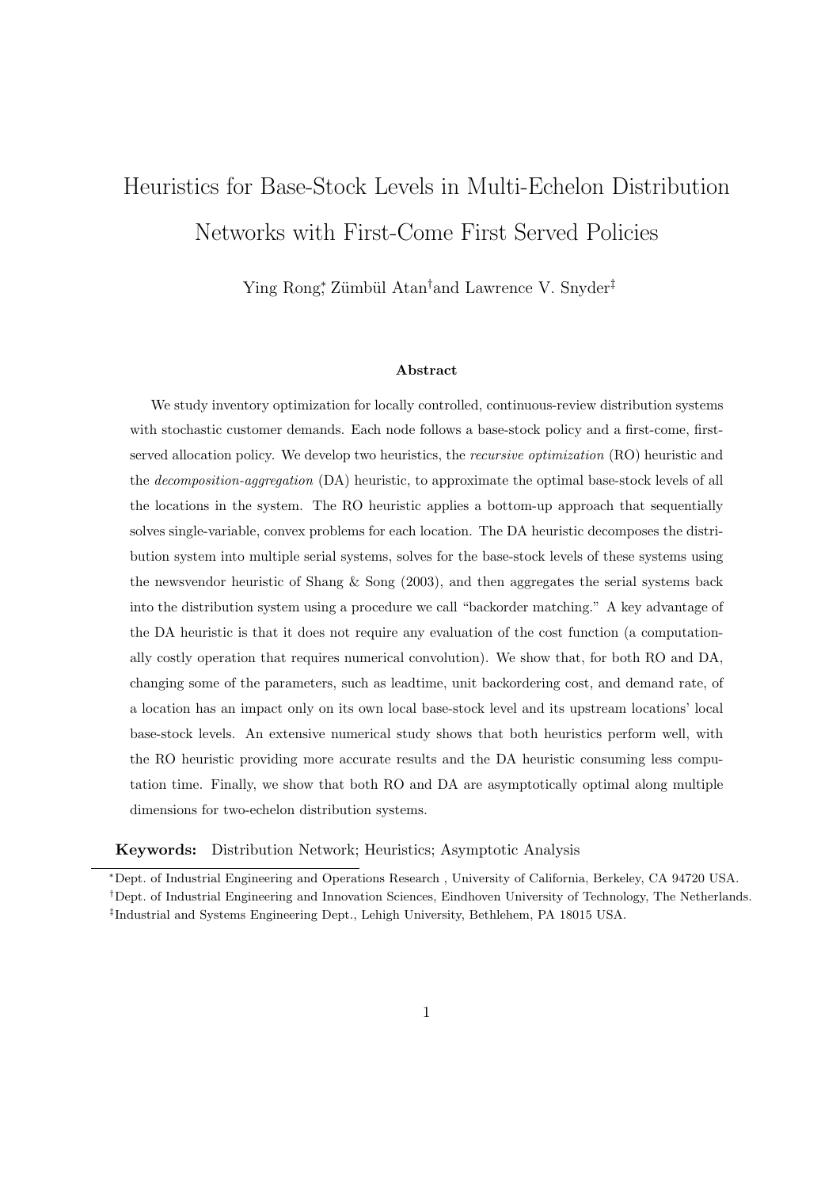# Heuristics for Base-Stock Levels in Multi-Echelon Distribution Networks with First-Come First Served Policies

Ying Rong[*], Zümbül Atan[†] and Lawrence V. Snyder[‡]

### Abstract

We study inventory optimization for locally controlled, continuous-review distribution systems with stochastic customer demands. Each node follows a base-stock policy and a first-come, first-served allocation policy. We develop two heuristics, the *recursive optimization* (RO) heuristic and the *decomposition-aggregation* (DA) heuristic, to approximate the optimal base-stock levels of all the locations in the system. The RO heuristic applies a bottom-up approach that sequentially solves single-variable, convex problems for each location. The DA heuristic decomposes the distribution system into multiple serial systems, solves for the base-stock levels of these systems using the newsvendor heuristic of Shang & Song (2003), and then aggregates the serial systems back into the distribution system using a procedure we call "backorder matching." A key advantage of the DA heuristic is that it does not require any evaluation of the cost function (a computationally costly operation that requires numerical convolution). We show that, for both RO and DA, changing some of the parameters, such as leadtime, unit backordering cost, and demand rate, of a location has an impact only on its own local base-stock level and its upstream locations' local base-stock levels. An extensive numerical study shows that both heuristics perform well, with the RO heuristic providing more accurate results and the DA heuristic consuming less computation time. Finally, we show that both RO and DA are asymptotically optimal along multiple dimensions for two-echelon distribution systems.

**Keywords:** Distribution Network; Heuristics; Asymptotic Analysis

---

[*] Dept. of Industrial Engineering and Operations Research , University of California, Berkeley, CA 94720 USA.

[†] Dept. of Industrial Engineering and Innovation Sciences, Eindhoven University of Technology, The Netherlands.

[‡] Industrial and Systems Engineering Dept., Lehigh University, Bethlehem, PA 18015 USA.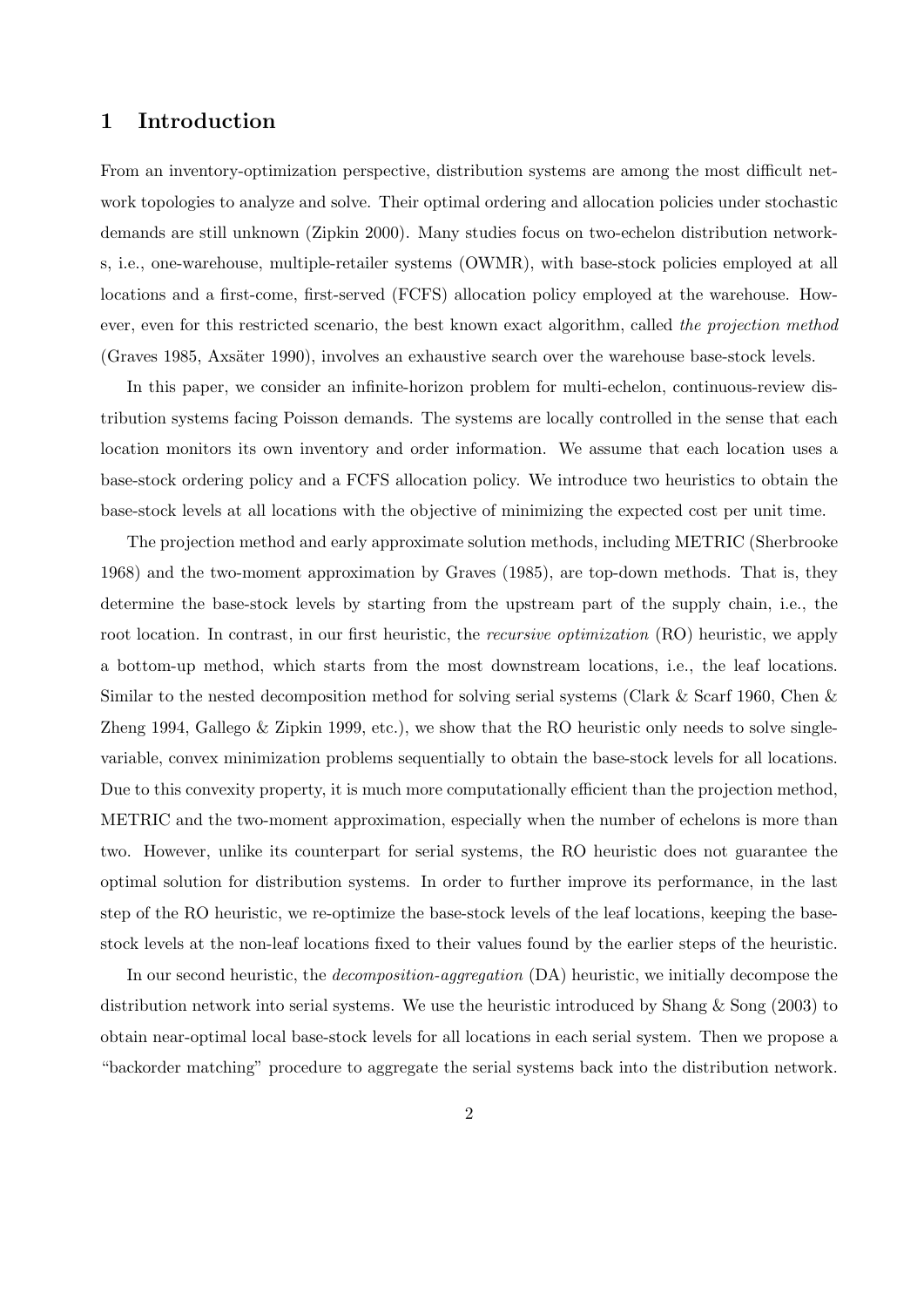## 1 Introduction

From an inventory-optimization perspective, distribution systems are among the most difficult network topologies to analyze and solve. Their optimal ordering and allocation policies under stochastic demands are still unknown (Zipkin 2000). Many studies focus on two-echelon distribution networks, i.e., one-warehouse, multiple-retailer systems (OWMR), with base-stock policies employed at all locations and a first-come, first-served (FCFS) allocation policy employed at the warehouse. However, even for this restricted scenario, the best known exact algorithm, called *the projection method* (Graves 1985, Axsäter 1990), involves an exhaustive search over the warehouse base-stock levels.

In this paper, we consider an infinite-horizon problem for multi-echelon, continuous-review distribution systems facing Poisson demands. The systems are locally controlled in the sense that each location monitors its own inventory and order information. We assume that each location uses a base-stock ordering policy and a FCFS allocation policy. We introduce two heuristics to obtain the base-stock levels at all locations with the objective of minimizing the expected cost per unit time.

The projection method and early approximate solution methods, including METRIC (Sherbrooke 1968) and the two-moment approximation by Graves (1985), are top-down methods. That is, they determine the base-stock levels by starting from the upstream part of the supply chain, i.e., the root location. In contrast, in our first heuristic, the *recursive optimization* (RO) heuristic, we apply a bottom-up method, which starts from the most downstream locations, i.e., the leaf locations. Similar to the nested decomposition method for solving serial systems (Clark & Scarf 1960, Chen & Zheng 1994, Gallego & Zipkin 1999, etc.), we show that the RO heuristic only needs to solve single-variable, convex minimization problems sequentially to obtain the base-stock levels for all locations. Due to this convexity property, it is much more computationally efficient than the projection method, METRIC and the two-moment approximation, especially when the number of echelons is more than two. However, unlike its counterpart for serial systems, the RO heuristic does not guarantee the optimal solution for distribution systems. In order to further improve its performance, in the last step of the RO heuristic, we re-optimize the base-stock levels of the leaf locations, keeping the base-stock levels at the non-leaf locations fixed to their values found by the earlier steps of the heuristic.

In our second heuristic, the *decomposition-aggregation* (DA) heuristic, we initially decompose the distribution network into serial systems. We use the heuristic introduced by Shang & Song (2003) to obtain near-optimal local base-stock levels for all locations in each serial system. Then we propose a "backorder matching" procedure to aggregate the serial systems back into the distribution network.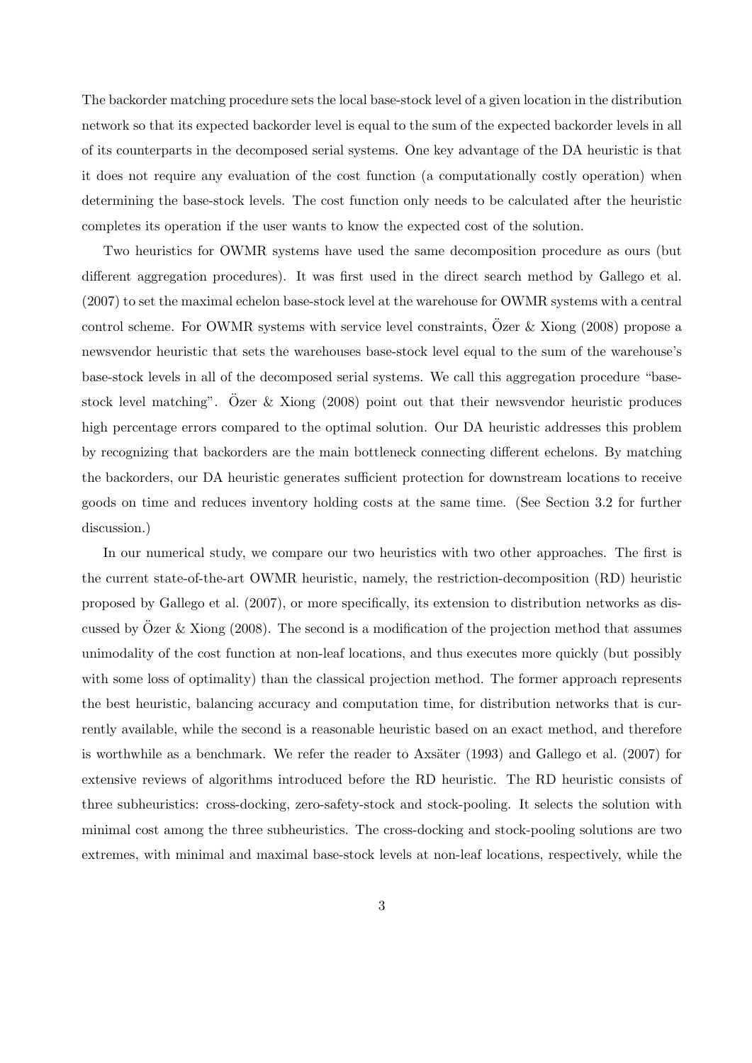The backorder matching procedure sets the local base-stock level of a given location in the distribution network so that its expected backorder level is equal to the sum of the expected backorder levels in all of its counterparts in the decomposed serial systems. One key advantage of the DA heuristic is that it does not require any evaluation of the cost function (a computationally costly operation) when determining the base-stock levels. The cost function only needs to be calculated after the heuristic completes its operation if the user wants to know the expected cost of the solution.

Two heuristics for OWMR systems have used the same decomposition procedure as ours (but different aggregation procedures). It was first used in the direct search method by Gallego et al. (2007) to set the maximal echelon base-stock level at the warehouse for OWMR systems with a central control scheme. For OWMR systems with service level constraints, Özer & Xiong (2008) propose a newsvendor heuristic that sets the warehouses base-stock level equal to the sum of the warehouse's base-stock levels in all of the decomposed serial systems. We call this aggregation procedure "base-stock level matching". Özer & Xiong (2008) point out that their newsvendor heuristic produces high percentage errors compared to the optimal solution. Our DA heuristic addresses this problem by recognizing that backorders are the main bottleneck connecting different echelons. By matching the backorders, our DA heuristic generates sufficient protection for downstream locations to receive goods on time and reduces inventory holding costs at the same time. (See Section 3.2 for further discussion.)

In our numerical study, we compare our two heuristics with two other approaches. The first is the current state-of-the-art OWMR heuristic, namely, the restriction-decomposition (RD) heuristic proposed by Gallego et al. (2007), or more specifically, its extension to distribution networks as discussed by Özer & Xiong (2008). The second is a modification of the projection method that assumes unimodality of the cost function at non-leaf locations, and thus executes more quickly (but possibly with some loss of optimality) than the classical projection method. The former approach represents the best heuristic, balancing accuracy and computation time, for distribution networks that is currently available, while the second is a reasonable heuristic based on an exact method, and therefore is worthwhile as a benchmark. We refer the reader to Axsäter (1993) and Gallego et al. (2007) for extensive reviews of algorithms introduced before the RD heuristic. The RD heuristic consists of three subheuristics: cross-docking, zero-safety-stock and stock-pooling. It selects the solution with minimal cost among the three subheuristics. The cross-docking and stock-pooling solutions are two extremes, with minimal and maximal base-stock levels at non-leaf locations, respectively, while the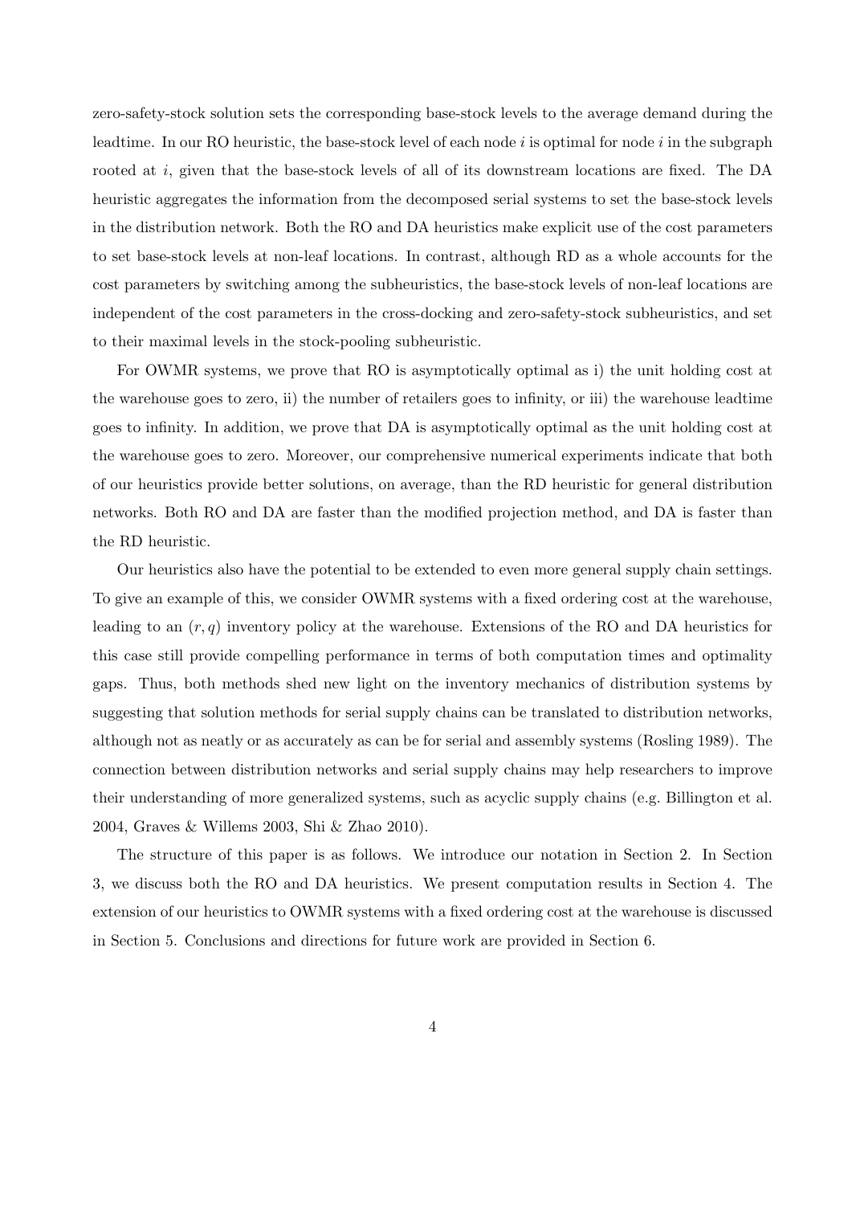zero-safety-stock solution sets the corresponding base-stock levels to the average demand during the leadtime. In our RO heuristic, the base-stock level of each node $i$ is optimal for node $i$ in the subgraph rooted at $i$, given that the base-stock levels of all of its downstream locations are fixed. The DA heuristic aggregates the information from the decomposed serial systems to set the base-stock levels in the distribution network. Both the RO and DA heuristics make explicit use of the cost parameters to set base-stock levels at non-leaf locations. In contrast, although RD as a whole accounts for the cost parameters by switching among the subheuristics, the base-stock levels of non-leaf locations are independent of the cost parameters in the cross-docking and zero-safety-stock subheuristics, and set to their maximal levels in the stock-pooling subheuristic.

For OWMR systems, we prove that RO is asymptotically optimal as i) the unit holding cost at the warehouse goes to zero, ii) the number of retailers goes to infinity, or iii) the warehouse leadtime goes to infinity. In addition, we prove that DA is asymptotically optimal as the unit holding cost at the warehouse goes to zero. Moreover, our comprehensive numerical experiments indicate that both of our heuristics provide better solutions, on average, than the RD heuristic for general distribution networks. Both RO and DA are faster than the modified projection method, and DA is faster than the RD heuristic.

Our heuristics also have the potential to be extended to even more general supply chain settings. To give an example of this, we consider OWMR systems with a fixed ordering cost at the warehouse, leading to an $(r, q)$ inventory policy at the warehouse. Extensions of the RO and DA heuristics for this case still provide compelling performance in terms of both computation times and optimality gaps. Thus, both methods shed new light on the inventory mechanics of distribution systems by suggesting that solution methods for serial supply chains can be translated to distribution networks, although not as neatly or as accurately as can be for serial and assembly systems (Rosling 1989). The connection between distribution networks and serial supply chains may help researchers to improve their understanding of more generalized systems, such as acyclic supply chains (e.g. Billington et al. 2004, Graves & Willems 2003, Shi & Zhao 2010).

The structure of this paper is as follows. We introduce our notation in Section 2. In Section 3, we discuss both the RO and DA heuristics. We present computation results in Section 4. The extension of our heuristics to OWMR systems with a fixed ordering cost at the warehouse is discussed in Section 5. Conclusions and directions for future work are provided in Section 6.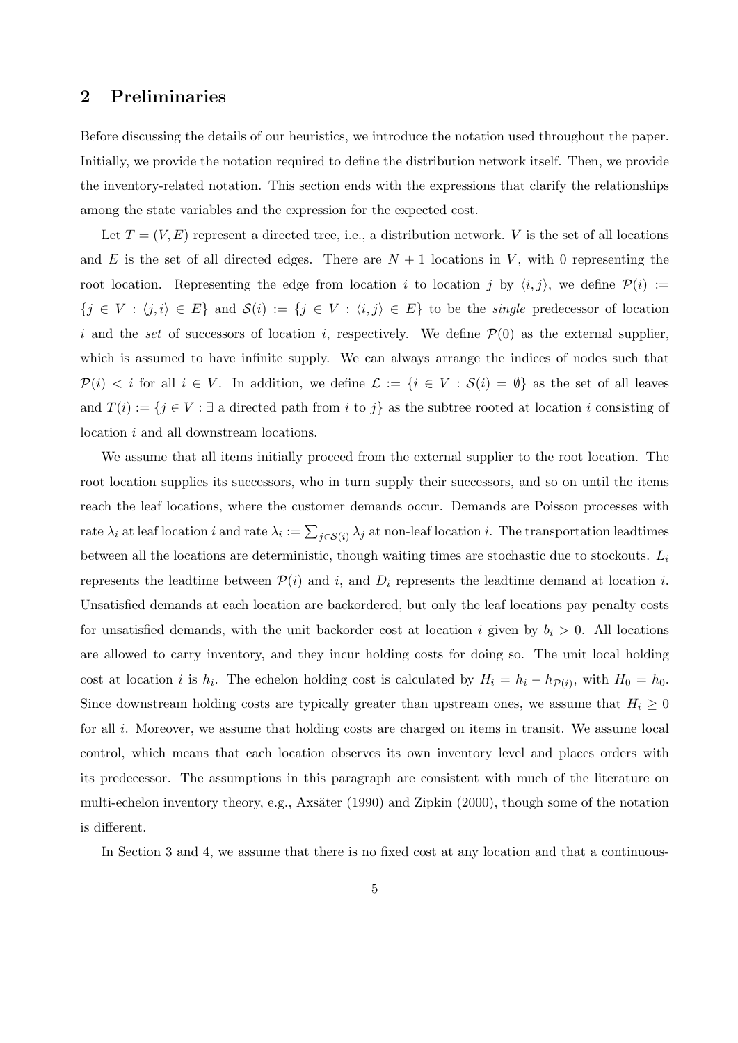## 2 Preliminaries

Before discussing the details of our heuristics, we introduce the notation used throughout the paper. Initially, we provide the notation required to define the distribution network itself. Then, we provide the inventory-related notation. This section ends with the expressions that clarify the relationships among the state variables and the expression for the expected cost.

Let $T = (V, E)$ represent a directed tree, i.e., a distribution network. $V$ is the set of all locations and $E$ is the set of all directed edges. There are $N + 1$ locations in $V$, with 0 representing the root location. Representing the edge from location $i$ to location $j$ by $\langle i, j \rangle$, we define $\mathcal{P}(i) := \{j \in V : \langle j, i \rangle \in E\}$ and $\mathcal{S}(i) := \{j \in V : \langle i, j \rangle \in E\}$ to be the *single* predecessor of location $i$ and the *set* of successors of location $i$, respectively. We define $\mathcal{P}(0)$ as the external supplier, which is assumed to have infinite supply. We can always arrange the indices of nodes such that $\mathcal{P}(i) < i$ for all $i \in V$. In addition, we define $\mathcal{L} := \{i \in V : \mathcal{S}(i) = \emptyset\}$ as the set of all leaves and $T(i) := \{j \in V : \exists \text{ a directed path from } i \text{ to } j\}$ as the subtree rooted at location $i$ consisting of location $i$ and all downstream locations.

We assume that all items initially proceed from the external supplier to the root location. The root location supplies its successors, who in turn supply their successors, and so on until the items reach the leaf locations, where the customer demands occur. Demands are Poisson processes with rate $\lambda_i$ at leaf location $i$ and rate $\lambda_i := \sum_{j \in \mathcal{S}(i)} \lambda_j$ at non-leaf location $i$. The transportation leadtimes between all the locations are deterministic, though waiting times are stochastic due to stockouts. $L_i$ represents the leadtime between $\mathcal{P}(i)$ and $i$, and $D_i$ represents the leadtime demand at location $i$. Unsatisfied demands at each location are backordered, but only the leaf locations pay penalty costs for unsatisfied demands, with the unit backorder cost at location $i$ given by $b_i > 0$. All locations are allowed to carry inventory, and they incur holding costs for doing so. The unit local holding cost at location $i$ is $h_i$. The echelon holding cost is calculated by $H_i = h_i - h_{\mathcal{P}(i)}$, with $H_0 = h_0$. Since downstream holding costs are typically greater than upstream ones, we assume that $H_i \geq 0$ for all $i$. Moreover, we assume that holding costs are charged on items in transit. We assume local control, which means that each location observes its own inventory level and places orders with its predecessor. The assumptions in this paragraph are consistent with much of the literature on multi-echelon inventory theory, e.g., Axsäter (1990) and Zipkin (2000), though some of the notation is different.

In Section 3 and 4, we assume that there is no fixed cost at any location and that a continuous-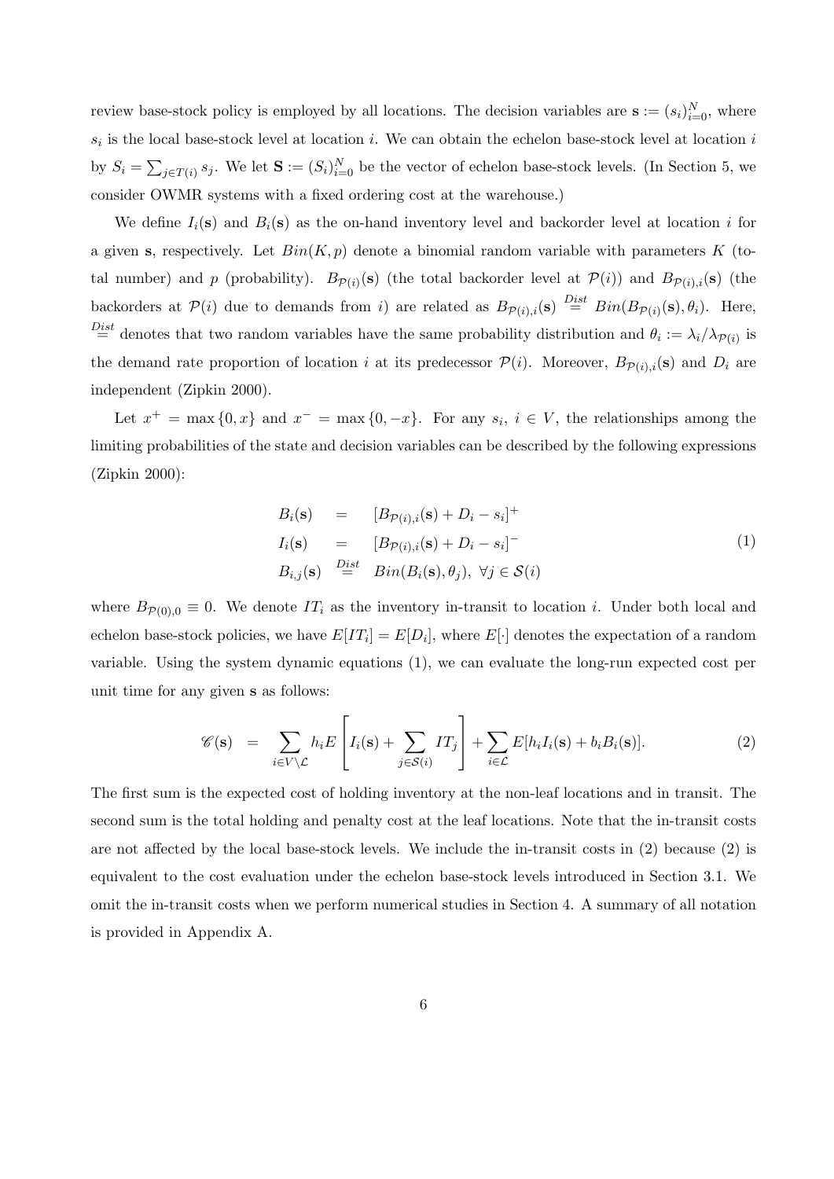review base-stock policy is employed by all locations. The decision variables are $\mathbf{s} := (s_i)_{i=0}^N$, where $s_i$ is the local base-stock level at location $i$. We can obtain the echelon base-stock level at location $i$ by $S_i = \sum_{j \in T(i)} s_j$. We let $\mathbf{S} := (S_i)_{i=0}^N$ be the vector of echelon base-stock levels. (In Section 5, we consider OWMR systems with a fixed ordering cost at the warehouse.)

We define $I_i(\mathbf{s})$ and $B_i(\mathbf{s})$ as the on-hand inventory level and backorder level at location $i$ for a given $\mathbf{s}$, respectively. Let $Bin(K, p)$ denote a binomial random variable with parameters $K$ (total number) and $p$ (probability). $B_{\mathcal{P}(i)}(\mathbf{s})$ (the total backorder level at $\mathcal{P}(i)$) and $B_{\mathcal{P}(i),i}(\mathbf{s})$ (the backorders at $\mathcal{P}(i)$ due to demands from $i$) are related as $B_{\mathcal{P}(i),i}(\mathbf{s}) \stackrel{Dist}{=} Bin(B_{\mathcal{P}(i)}(\mathbf{s}), \theta_i)$. Here, $\stackrel{Dist}{=}$ denotes that two random variables have the same probability distribution and $\theta_i := \lambda_i / \lambda_{\mathcal{P}(i)}$ is the demand rate proportion of location $i$ at its predecessor $\mathcal{P}(i)$. Moreover, $B_{\mathcal{P}(i),i}(\mathbf{s})$ and $D_i$ are independent (Zipkin 2000).

Let $x^+ = \max\{0, x\}$ and $x^- = \max\{0, -x\}$. For any $s_i$, $i \in V$, the relationships among the limiting probabilities of the state and decision variables can be described by the following expressions (Zipkin 2000):

$$
\begin{aligned}
B_i(\mathbf{s}) &= [B_{\mathcal{P}(i),i}(\mathbf{s}) + D_i - s_i]^+ \\
I_i(\mathbf{s}) &= [B_{\mathcal{P}(i),i}(\mathbf{s}) + D_i - s_i]^- \\
B_{i,j}(\mathbf{s}) &\stackrel{Dist}{=} Bin(B_i(\mathbf{s}), \theta_j), \ \forall j \in \mathcal{S}(i)
\end{aligned}
\tag{1}
$$

where $B_{\mathcal{P}(0),0} \equiv 0$. We denote $IT_i$ as the inventory in-transit to location $i$. Under both local and echelon base-stock policies, we have $E[IT_i] = E[D_i]$, where $E[\cdot]$ denotes the expectation of a random variable. Using the system dynamic equations (1), we can evaluate the long-run expected cost per unit time for any given $\mathbf{s}$ as follows:

$$
\mathscr{C}(\mathbf{s}) = \sum_{i \in V \setminus \mathcal{L}} h_i E\left[I_i(\mathbf{s}) + \sum_{j \in \mathcal{S}(i)} IT_j\right] + \sum_{i \in \mathcal{L}} E[h_i I_i(\mathbf{s}) + b_i B_i(\mathbf{s})]. \tag{2}
$$

The first sum is the expected cost of holding inventory at the non-leaf locations and in transit. The second sum is the total holding and penalty cost at the leaf locations. Note that the in-transit costs are not affected by the local base-stock levels. We include the in-transit costs in (2) because (2) is equivalent to the cost evaluation under the echelon base-stock levels introduced in Section 3.1. We omit the in-transit costs when we perform numerical studies in Section 4. A summary of all notation is provided in Appendix A.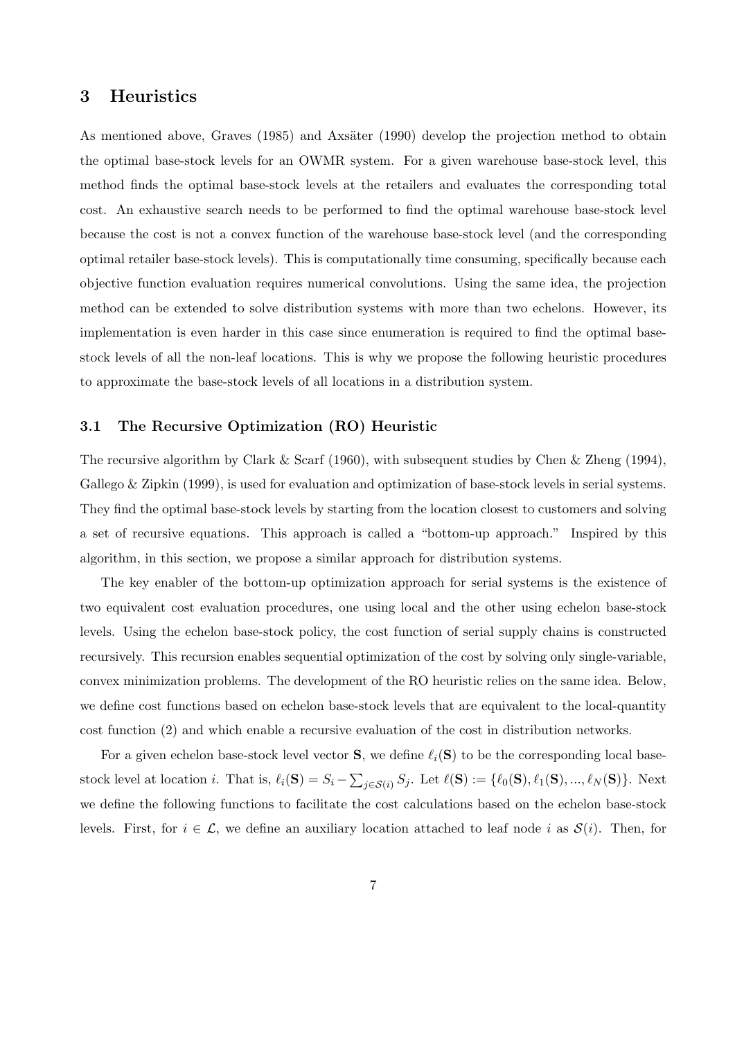# 3 Heuristics

As mentioned above, Graves (1985) and Axsäter (1990) develop the projection method to obtain the optimal base-stock levels for an OWMR system. For a given warehouse base-stock level, this method finds the optimal base-stock levels at the retailers and evaluates the corresponding total cost. An exhaustive search needs to be performed to find the optimal warehouse base-stock level because the cost is not a convex function of the warehouse base-stock level (and the corresponding optimal retailer base-stock levels). This is computationally time consuming, specifically because each objective function evaluation requires numerical convolutions. Using the same idea, the projection method can be extended to solve distribution systems with more than two echelons. However, its implementation is even harder in this case since enumeration is required to find the optimal base-stock levels of all the non-leaf locations. This is why we propose the following heuristic procedures to approximate the base-stock levels of all locations in a distribution system.

## 3.1 The Recursive Optimization (RO) Heuristic

The recursive algorithm by Clark & Scarf (1960), with subsequent studies by Chen & Zheng (1994), Gallego & Zipkin (1999), is used for evaluation and optimization of base-stock levels in serial systems. They find the optimal base-stock levels by starting from the location closest to customers and solving a set of recursive equations. This approach is called a "bottom-up approach." Inspired by this algorithm, in this section, we propose a similar approach for distribution systems.

The key enabler of the bottom-up optimization approach for serial systems is the existence of two equivalent cost evaluation procedures, one using local and the other using echelon base-stock levels. Using the echelon base-stock policy, the cost function of serial supply chains is constructed recursively. This recursion enables sequential optimization of the cost by solving only single-variable, convex minimization problems. The development of the RO heuristic relies on the same idea. Below, we define cost functions based on echelon base-stock levels that are equivalent to the local-quantity cost function (2) and which enable a recursive evaluation of the cost in distribution networks.

For a given echelon base-stock level vector $\mathbf{S}$, we define $\ell_i(\mathbf{S})$ to be the corresponding local base-stock level at location $i$. That is, $\ell_i(\mathbf{S}) = S_i - \sum_{j \in \mathcal{S}(i)} S_j$. Let $\ell(\mathbf{S}) := \{\ell_0(\mathbf{S}), \ell_1(\mathbf{S}), ..., \ell_N(\mathbf{S})\}$. Next we define the following functions to facilitate the cost calculations based on the echelon base-stock levels. First, for $i \in \mathcal{L}$, we define an auxiliary location attached to leaf node $i$ as $\mathcal{S}(i)$. Then, for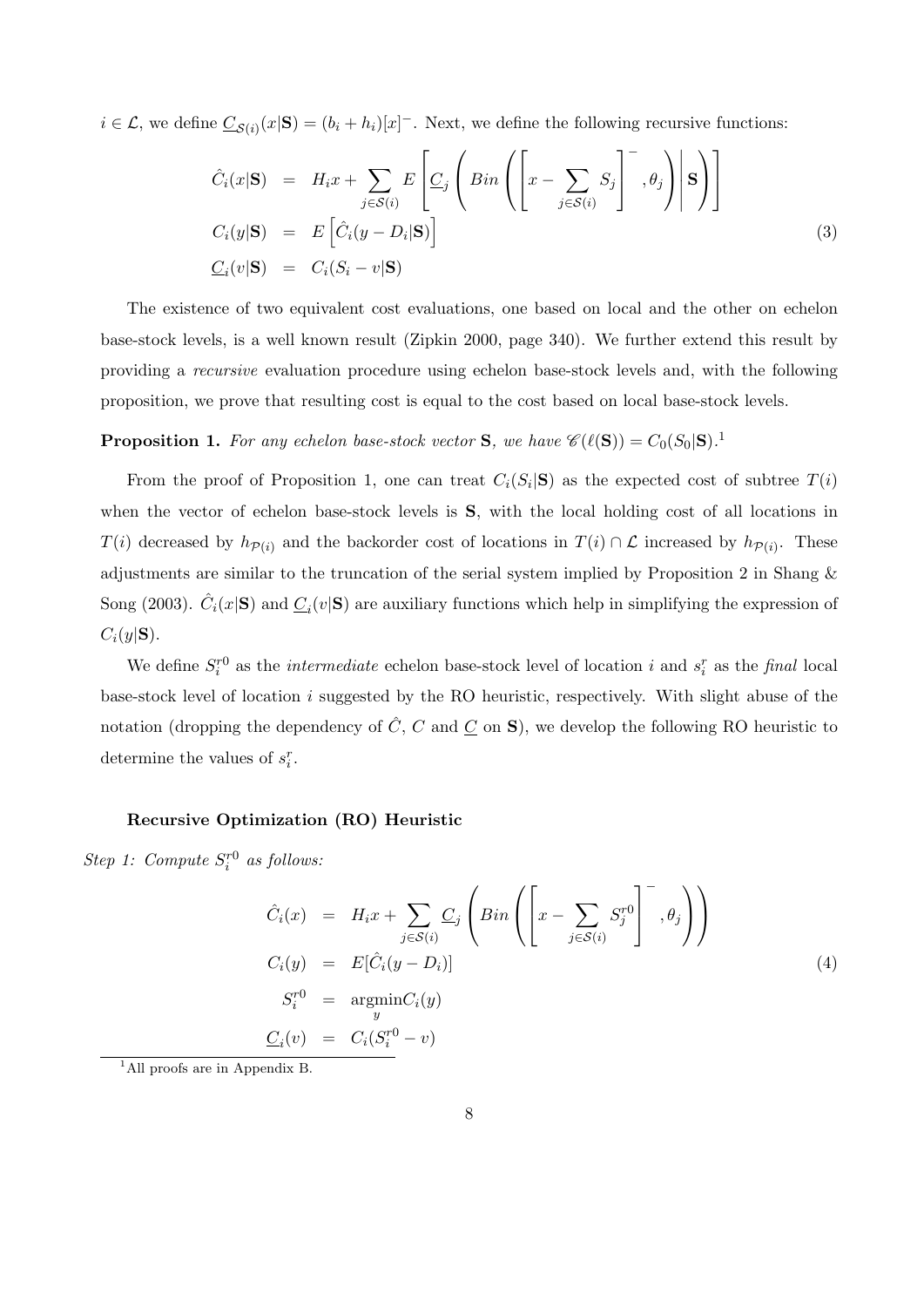$i \in \mathcal{L}$, we define $\underline{C}_{\mathcal{S}(i)}(x|\mathbf{S}) = (b_i + h_i)[x]^-$. Next, we define the following recursive functions:

$$
\begin{aligned}
\hat{C}_i(x|\mathbf{S}) &= H_i x + \sum_{j \in \mathcal{S}(i)} E\left[ \underline{C}_j \left( Bin\left( \left[ x - \sum_{j \in \mathcal{S}(i)} S_j \right]^-, \theta_j \right) \middle| \mathbf{S} \right) \right] \\
C_i(y|\mathbf{S}) &= E\left[ \hat{C}_i(y - D_i|\mathbf{S}) \right] \\
\underline{C}_i(v|\mathbf{S}) &= C_i(S_i - v|\mathbf{S})
\end{aligned}
\tag{3}
$$

The existence of two equivalent cost evaluations, one based on local and the other on echelon base-stock levels, is a well known result (Zipkin 2000, page 340). We further extend this result by providing a *recursive* evaluation procedure using echelon base-stock levels and, with the following proposition, we prove that resulting cost is equal to the cost based on local base-stock levels.

**Proposition 1.** *For any echelon base-stock vector* $\mathbf{S}$*, we have* $\mathscr{C}(\ell(\mathbf{S})) = C_0(S_0|\mathbf{S})$.[1]

From the proof of Proposition 1, one can treat $C_i(S_i|\mathbf{S})$ as the expected cost of subtree $T(i)$ when the vector of echelon base-stock levels is $\mathbf{S}$, with the local holding cost of all locations in $T(i)$ decreased by $h_{\mathcal{P}(i)}$ and the backorder cost of locations in $T(i) \cap \mathcal{L}$ increased by $h_{\mathcal{P}(i)}$. These adjustments are similar to the truncation of the serial system implied by Proposition 2 in Shang & Song (2003). $\hat{C}_i(x|\mathbf{S})$ and $\underline{C}_i(v|\mathbf{S})$ are auxiliary functions which help in simplifying the expression of $C_i(y|\mathbf{S})$.

We define $S_i^{r0}$ as the *intermediate* echelon base-stock level of location $i$ and $s_i^r$ as the *final* local base-stock level of location $i$ suggested by the RO heuristic, respectively. With slight abuse of the notation (dropping the dependency of $\hat{C}$, $C$ and $\underline{C}$ on $\mathbf{S}$), we develop the following RO heuristic to determine the values of $s_i^r$.

#### Recursive Optimization (RO) Heuristic

*Step 1: Compute* $S_i^{r0}$ *as follows:*

$$
\begin{aligned}
\hat{C}_i(x) &= H_i x + \sum_{j \in \mathcal{S}(i)} \underline{C}_j \left( Bin\left( \left[ x - \sum_{j \in \mathcal{S}(i)} S_j^{r0} \right]^-, \theta_j \right) \right) \\
C_i(y) &= E[\hat{C}_i(y - D_i)] \\
S_i^{r0} &= \underset{y}{\text{argmin}} C_i(y) \\
\underline{C}_i(v) &= C_i(S_i^{r0} - v)
\end{aligned}
\tag{4}
$$

[1] All proofs are in Appendix B.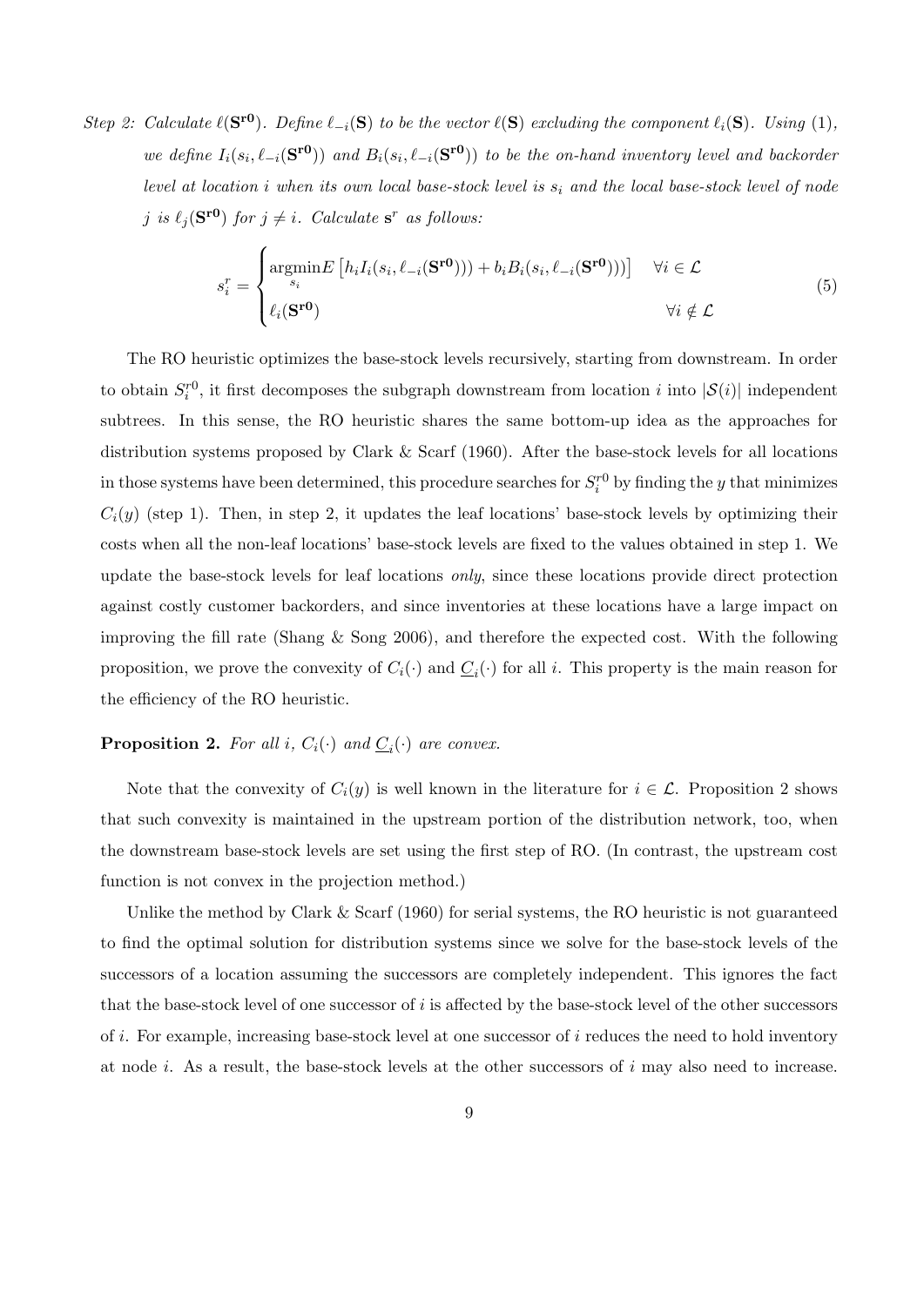*Step 2: Calculate $\ell(\mathbf{S^{r0}})$. Define $\ell_{-i}(\mathbf{S})$ to be the vector $\ell(\mathbf{S})$ excluding the component $\ell_i(\mathbf{S})$. Using (1), we define $I_i(s_i, \ell_{-i}(\mathbf{S^{r0}}))$ and $B_i(s_i, \ell_{-i}(\mathbf{S^{r0}}))$ to be the on-hand inventory level and backorder level at location $i$ when its own local base-stock level is $s_i$ and the local base-stock level of node $j$ is $\ell_j(\mathbf{S^{r0}})$ for $j \neq i$. Calculate $\mathbf{s}^r$ as follows:*

$$s_i^r = \begin{cases} \underset{s_i}{\operatorname{argmin}} E\left[h_i I_i(s_i, \ell_{-i}(\mathbf{S^{r0}})) + b_i B_i(s_i, \ell_{-i}(\mathbf{S^{r0}}))\right] & \forall i \in \mathcal{L} \\ \ell_i(\mathbf{S^{r0}}) & \forall i \notin \mathcal{L} \end{cases} \tag{5}$$

The RO heuristic optimizes the base-stock levels recursively, starting from downstream. In order to obtain $S_i^{r0}$, it first decomposes the subgraph downstream from location $i$ into $|\mathcal{S}(i)|$ independent subtrees. In this sense, the RO heuristic shares the same bottom-up idea as the approaches for distribution systems proposed by Clark & Scarf (1960). After the base-stock levels for all locations in those systems have been determined, this procedure searches for $S_i^{r0}$ by finding the $y$ that minimizes $C_i(y)$ (step 1). Then, in step 2, it updates the leaf locations' base-stock levels by optimizing their costs when all the non-leaf locations' base-stock levels are fixed to the values obtained in step 1. We update the base-stock levels for leaf locations *only*, since these locations provide direct protection against costly customer backorders, and since inventories at these locations have a large impact on improving the fill rate (Shang & Song 2006), and therefore the expected cost. With the following proposition, we prove the convexity of $C_i(\cdot)$ and $\underline{C}_i(\cdot)$ for all $i$. This property is the main reason for the efficiency of the RO heuristic.

**Proposition 2.** *For all $i$, $C_i(\cdot)$ and $\underline{C}_i(\cdot)$ are convex.*

Note that the convexity of $C_i(y)$ is well known in the literature for $i \in \mathcal{L}$. Proposition 2 shows that such convexity is maintained in the upstream portion of the distribution network, too, when the downstream base-stock levels are set using the first step of RO. (In contrast, the upstream cost function is not convex in the projection method.)

Unlike the method by Clark & Scarf (1960) for serial systems, the RO heuristic is not guaranteed to find the optimal solution for distribution systems since we solve for the base-stock levels of the successors of a location assuming the successors are completely independent. This ignores the fact that the base-stock level of one successor of $i$ is affected by the base-stock level of the other successors of $i$. For example, increasing base-stock level at one successor of $i$ reduces the need to hold inventory at node $i$. As a result, the base-stock levels at the other successors of $i$ may also need to increase.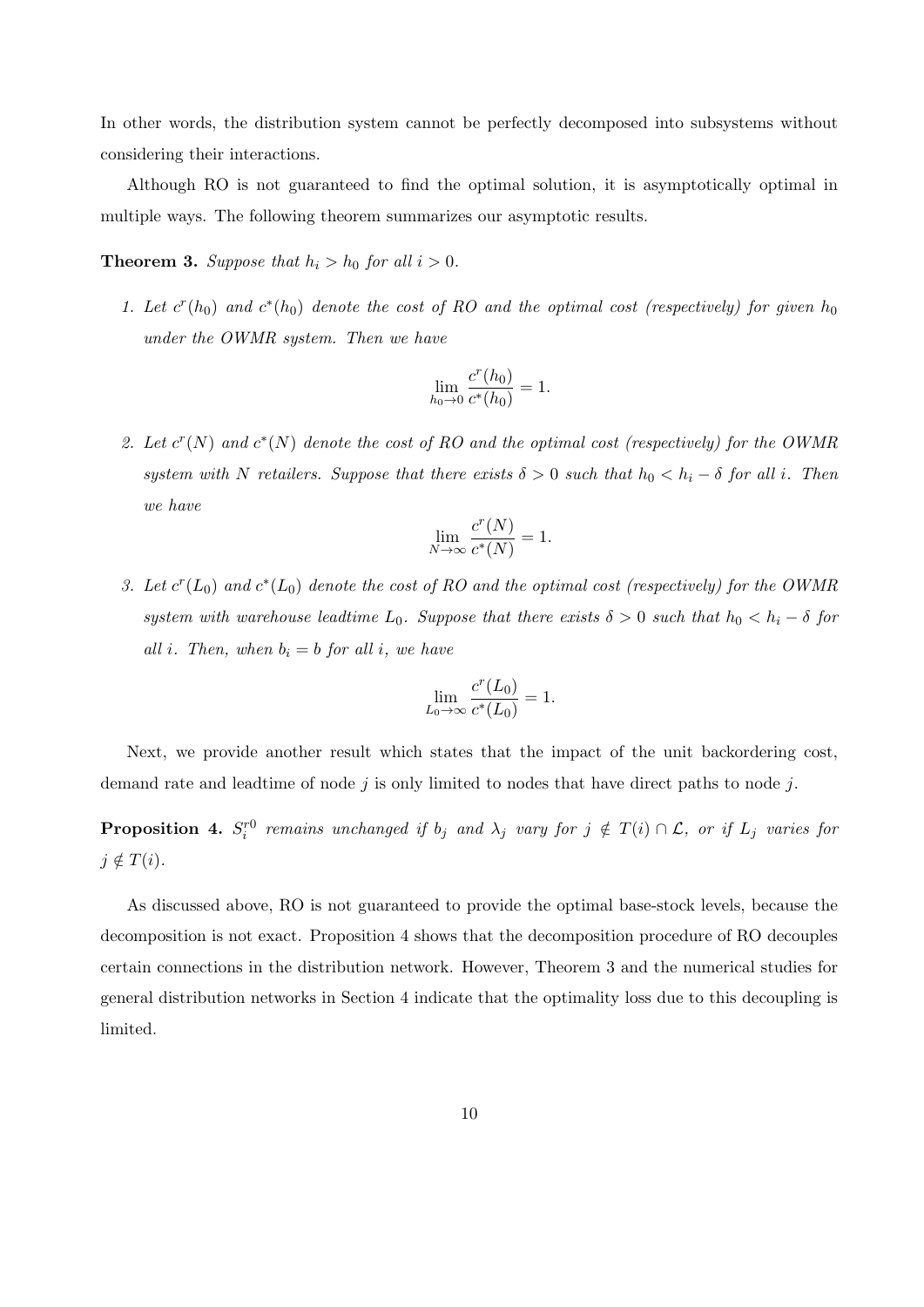In other words, the distribution system cannot be perfectly decomposed into subsystems without considering their interactions.

Although RO is not guaranteed to find the optimal solution, it is asymptotically optimal in multiple ways. The following theorem summarizes our asymptotic results.

**Theorem 3.** *Suppose that $h_i > h_0$ for all $i > 0$.*

1. *Let $c^r(h_0)$ and $c^*(h_0)$ denote the cost of RO and the optimal cost (respectively) for given $h_0$ under the OWMR system. Then we have*

$$\lim_{h_0 \to 0} \frac{c^r(h_0)}{c^*(h_0)} = 1.$$

2. *Let $c^r(N)$ and $c^*(N)$ denote the cost of RO and the optimal cost (respectively) for the OWMR system with $N$ retailers. Suppose that there exists $\delta > 0$ such that $h_0 < h_i - \delta$ for all $i$. Then we have*

$$\lim_{N \to \infty} \frac{c^r(N)}{c^*(N)} = 1.$$

3. *Let $c^r(L_0)$ and $c^*(L_0)$ denote the cost of RO and the optimal cost (respectively) for the OWMR system with warehouse leadtime $L_0$. Suppose that there exists $\delta > 0$ such that $h_0 < h_i - \delta$ for all $i$. Then, when $b_i = b$ for all $i$, we have*

$$\lim_{L_0 \to \infty} \frac{c^r(L_0)}{c^*(L_0)} = 1.$$

Next, we provide another result which states that the impact of the unit backordering cost, demand rate and leadtime of node $j$ is only limited to nodes that have direct paths to node $j$.

**Proposition 4.** *$S_i^{r0}$ remains unchanged if $b_j$ and $\lambda_j$ vary for $j \notin T(i) \cap \mathcal{L}$, or if $L_j$ varies for $j \notin T(i)$.*

As discussed above, RO is not guaranteed to provide the optimal base-stock levels, because the decomposition is not exact. Proposition 4 shows that the decomposition procedure of RO decouples certain connections in the distribution network. However, Theorem 3 and the numerical studies for general distribution networks in Section 4 indicate that the optimality loss due to this decoupling is limited.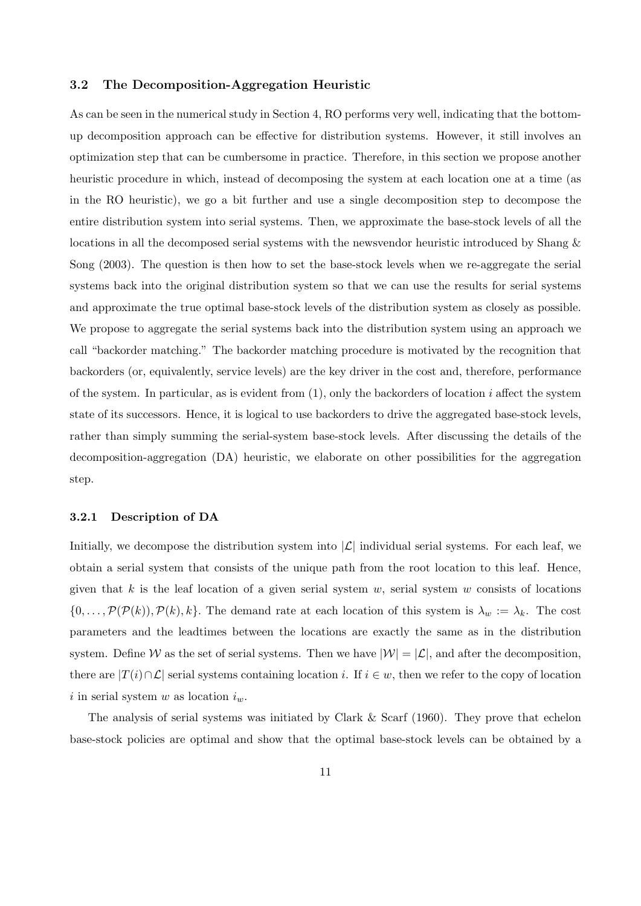### 3.2 The Decomposition-Aggregation Heuristic

As can be seen in the numerical study in Section 4, RO performs very well, indicating that the bottom-up decomposition approach can be effective for distribution systems. However, it still involves an optimization step that can be cumbersome in practice. Therefore, in this section we propose another heuristic procedure in which, instead of decomposing the system at each location one at a time (as in the RO heuristic), we go a bit further and use a single decomposition step to decompose the entire distribution system into serial systems. Then, we approximate the base-stock levels of all the locations in all the decomposed serial systems with the newsvendor heuristic introduced by Shang & Song (2003). The question is then how to set the base-stock levels when we re-aggregate the serial systems back into the original distribution system so that we can use the results for serial systems and approximate the true optimal base-stock levels of the distribution system as closely as possible. We propose to aggregate the serial systems back into the distribution system using an approach we call "backorder matching." The backorder matching procedure is motivated by the recognition that backorders (or, equivalently, service levels) are the key driver in the cost and, therefore, performance of the system. In particular, as is evident from (1), only the backorders of location $i$ affect the system state of its successors. Hence, it is logical to use backorders to drive the aggregated base-stock levels, rather than simply summing the serial-system base-stock levels. After discussing the details of the decomposition-aggregation (DA) heuristic, we elaborate on other possibilities for the aggregation step.

#### 3.2.1 Description of DA

Initially, we decompose the distribution system into $|\mathcal{L}|$ individual serial systems. For each leaf, we obtain a serial system that consists of the unique path from the root location to this leaf. Hence, given that $k$ is the leaf location of a given serial system $w$, serial system $w$ consists of locations $\{0, \ldots, \mathcal{P}(\mathcal{P}(k)), \mathcal{P}(k), k\}$. The demand rate at each location of this system is $\lambda_w := \lambda_k$. The cost parameters and the leadtimes between the locations are exactly the same as in the distribution system. Define $\mathcal{W}$ as the set of serial systems. Then we have $|\mathcal{W}| = |\mathcal{L}|$, and after the decomposition, there are $|T(i) \cap \mathcal{L}|$ serial systems containing location $i$. If $i \in w$, then we refer to the copy of location $i$ in serial system $w$ as location $i_w$.

The analysis of serial systems was initiated by Clark & Scarf (1960). They prove that echelon base-stock policies are optimal and show that the optimal base-stock levels can be obtained by a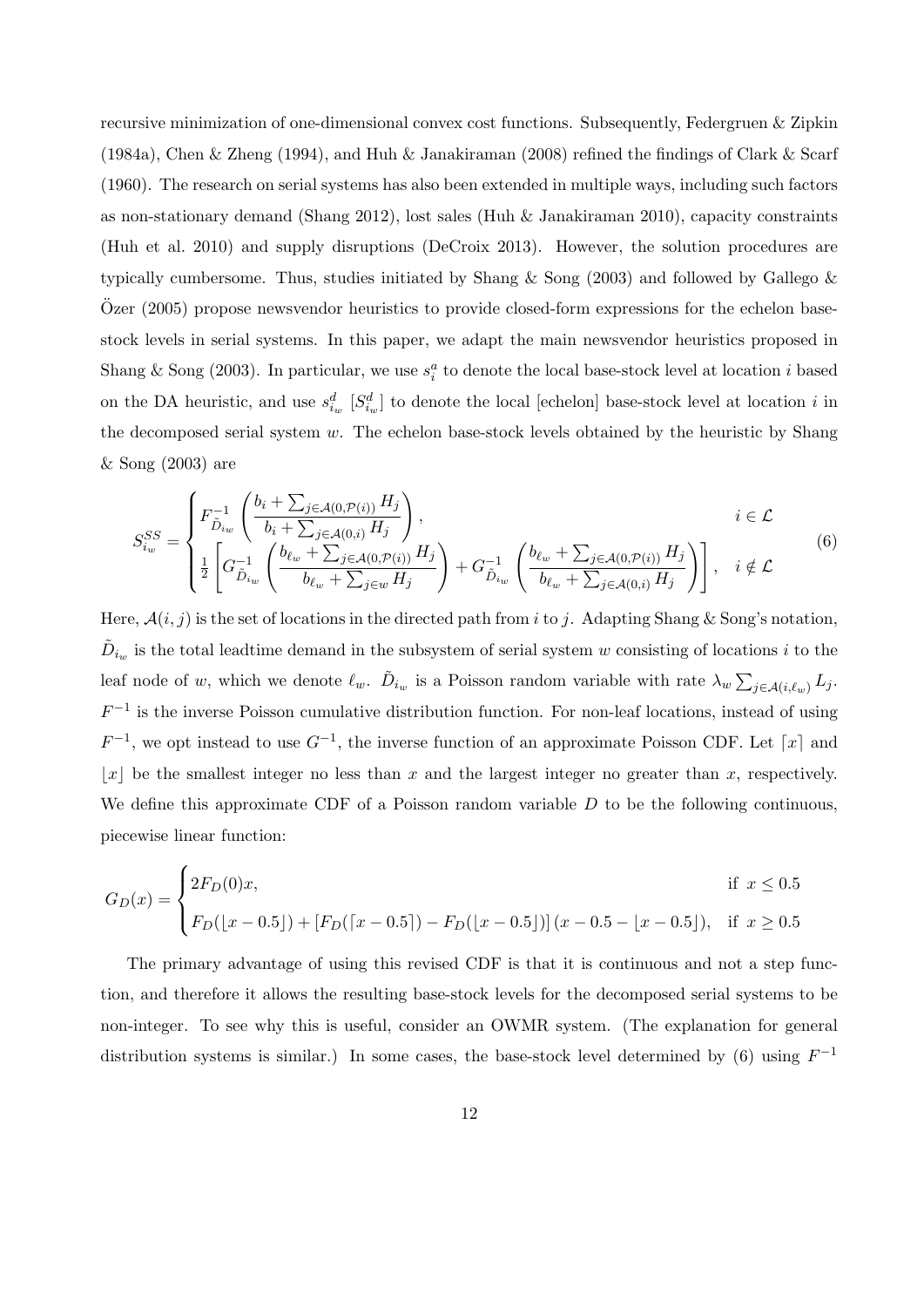recursive minimization of one-dimensional convex cost functions. Subsequently, Federgruen & Zipkin (1984a), Chen & Zheng (1994), and Huh & Janakiraman (2008) refined the findings of Clark & Scarf (1960). The research on serial systems has also been extended in multiple ways, including such factors as non-stationary demand (Shang 2012), lost sales (Huh & Janakiraman 2010), capacity constraints (Huh et al. 2010) and supply disruptions (DeCroix 2013). However, the solution procedures are typically cumbersome. Thus, studies initiated by Shang & Song (2003) and followed by Gallego & Özer (2005) propose newsvendor heuristics to provide closed-form expressions for the echelon base-stock levels in serial systems. In this paper, we adapt the main newsvendor heuristics proposed in Shang & Song (2003). In particular, we use $s_i^a$ to denote the local base-stock level at location $i$ based on the DA heuristic, and use $s_{i_w}^d$ [$S_{i_w}^d$] to denote the local [echelon] base-stock level at location $i$ in the decomposed serial system $w$. The echelon base-stock levels obtained by the heuristic by Shang & Song (2003) are

$$
S_{i_w}^{SS} = \begin{cases} F_{\tilde{D}_{i_w}}^{-1}\left(\dfrac{b_i + \sum_{j \in \mathcal{A}(0,\mathcal{P}(i))} H_j}{b_i + \sum_{j \in \mathcal{A}(0,i)} H_j}\right), & i \in \mathcal{L} \\ \frac{1}{2}\left[G_{\tilde{D}_{i_w}}^{-1}\left(\dfrac{b_{\ell_w} + \sum_{j \in \mathcal{A}(0,\mathcal{P}(i))} H_j}{b_{\ell_w} + \sum_{j \in w} H_j}\right) + G_{\tilde{D}_{i_w}}^{-1}\left(\dfrac{b_{\ell_w} + \sum_{j \in \mathcal{A}(0,\mathcal{P}(i))} H_j}{b_{\ell_w} + \sum_{j \in \mathcal{A}(0,i)} H_j}\right)\right], & i \notin \mathcal{L} \end{cases} \tag{6}
$$

Here, $\mathcal{A}(i,j)$ is the set of locations in the directed path from $i$ to $j$. Adapting Shang & Song's notation, $\tilde{D}_{i_w}$ is the total leadtime demand in the subsystem of serial system $w$ consisting of locations $i$ to the leaf node of $w$, which we denote $\ell_w$. $\tilde{D}_{i_w}$ is a Poisson random variable with rate $\lambda_w \sum_{j \in \mathcal{A}(i,\ell_w)} L_j$. $F^{-1}$ is the inverse Poisson cumulative distribution function. For non-leaf locations, instead of using $F^{-1}$, we opt instead to use $G^{-1}$, the inverse function of an approximate Poisson CDF. Let $\lceil x \rceil$ and $\lfloor x \rfloor$ be the smallest integer no less than $x$ and the largest integer no greater than $x$, respectively. We define this approximate CDF of a Poisson random variable $D$ to be the following continuous, piecewise linear function:

$$
G_D(x) = \begin{cases} 2F_D(0)x, & \text{if } x \le 0.5 \\ F_D(\lfloor x - 0.5 \rfloor) + \left[F_D(\lceil x - 0.5 \rceil) - F_D(\lfloor x - 0.5 \rfloor)\right](x - 0.5 - \lfloor x - 0.5 \rfloor), & \text{if } x \ge 0.5 \end{cases}
$$

The primary advantage of using this revised CDF is that it is continuous and not a step function, and therefore it allows the resulting base-stock levels for the decomposed serial systems to be non-integer. To see why this is useful, consider an OWMR system. (The explanation for general distribution systems is similar.) In some cases, the base-stock level determined by (6) using $F^{-1}$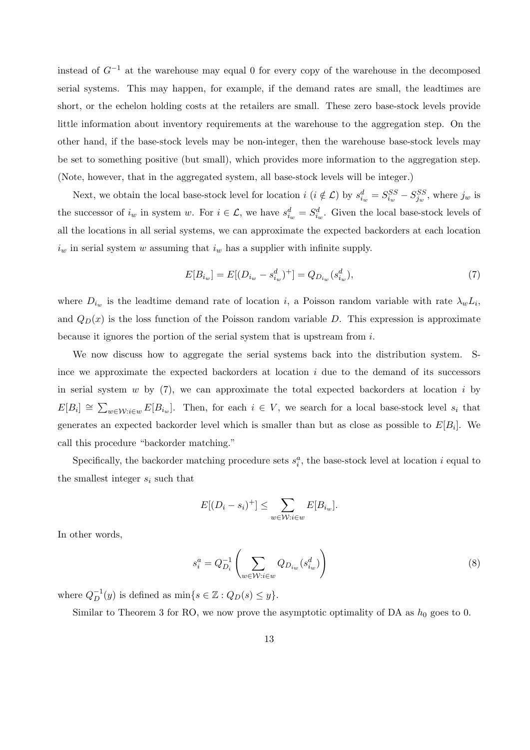instead of $G^{-1}$ at the warehouse may equal 0 for every copy of the warehouse in the decomposed serial systems. This may happen, for example, if the demand rates are small, the leadtimes are short, or the echelon holding costs at the retailers are small. These zero base-stock levels provide little information about inventory requirements at the warehouse to the aggregation step. On the other hand, if the base-stock levels may be non-integer, then the warehouse base-stock levels may be set to something positive (but small), which provides more information to the aggregation step. (Note, however, that in the aggregated system, all base-stock levels will be integer.)

Next, we obtain the local base-stock level for location $i$ ($i \notin \mathcal{L}$) by $s^d_{i_w} = S^{SS}_{i_w} - S^{SS}_{j_w}$, where $j_w$ is the successor of $i_w$ in system $w$. For $i \in \mathcal{L}$, we have $s^d_{i_w} = S^d_{i_w}$. Given the local base-stock levels of all the locations in all serial systems, we can approximate the expected backorders at each location $i_w$ in serial system $w$ assuming that $i_w$ has a supplier with infinite supply.

$$E[B_{i_w}] = E[(D_{i_w} - s^d_{i_w})^+] = Q_{D_{i_w}}(s^d_{i_w}), \tag{7}$$

where $D_{i_w}$ is the leadtime demand rate of location $i$, a Poisson random variable with rate $\lambda_w L_i$, and $Q_D(x)$ is the loss function of the Poisson random variable $D$. This expression is approximate because it ignores the portion of the serial system that is upstream from $i$.

We now discuss how to aggregate the serial systems back into the distribution system. Since we approximate the expected backorders at location $i$ due to the demand of its successors in serial system $w$ by (7), we can approximate the total expected backorders at location $i$ by $E[B_i] \cong \sum_{w \in \mathcal{W}: i \in w} E[B_{i_w}]$. Then, for each $i \in V$, we search for a local base-stock level $s_i$ that generates an expected backorder level which is smaller than but as close as possible to $E[B_i]$. We call this procedure "backorder matching."

Specifically, the backorder matching procedure sets $s^a_i$, the base-stock level at location $i$ equal to the smallest integer $s_i$ such that

$$E[(D_i - s_i)^+] \le \sum_{w \in \mathcal{W}: i \in w} E[B_{i_w}].$$

In other words,

$$s^a_i = Q^{-1}_{D_i}\left(\sum_{w \in \mathcal{W}: i \in w} Q_{D_{i_w}}(s^d_{i_w})\right) \tag{8}$$

where $Q^{-1}_D(y)$ is defined as $\min\{s \in \mathbb{Z} : Q_D(s) \le y\}$.

Similar to Theorem 3 for RO, we now prove the asymptotic optimality of DA as $h_0$ goes to 0.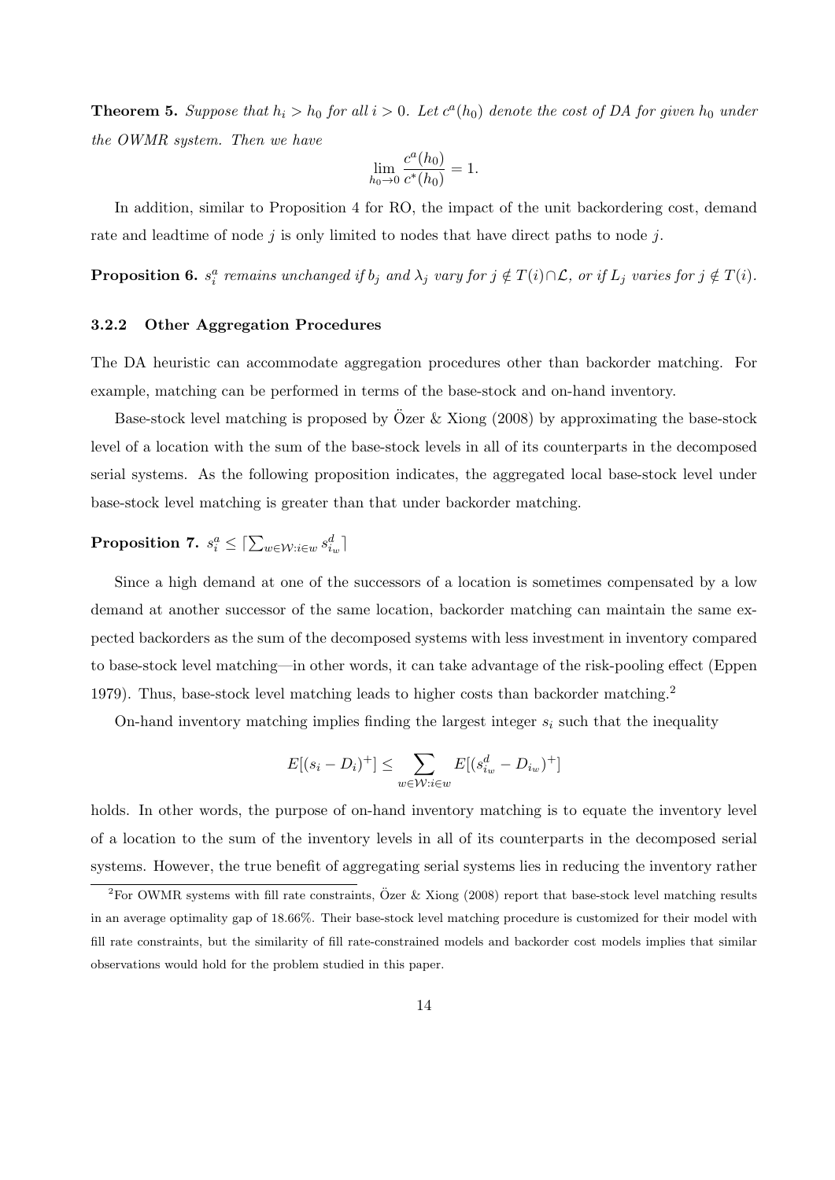**Theorem 5.** *Suppose that $h_i > h_0$ for all $i > 0$. Let $c^a(h_0)$ denote the cost of DA for given $h_0$ under the OWMR system. Then we have*

$$\lim_{h_0 \to 0} \frac{c^a(h_0)}{c^*(h_0)} = 1.$$

In addition, similar to Proposition 4 for RO, the impact of the unit backordering cost, demand rate and leadtime of node $j$ is only limited to nodes that have direct paths to node $j$.

**Proposition 6.** *$s_i^a$ remains unchanged if $b_j$ and $\lambda_j$ vary for $j \notin T(i) \cap \mathcal{L}$, or if $L_j$ varies for $j \notin T(i)$.*

### 3.2.2 Other Aggregation Procedures

The DA heuristic can accommodate aggregation procedures other than backorder matching. For example, matching can be performed in terms of the base-stock and on-hand inventory.

Base-stock level matching is proposed by Özer & Xiong (2008) by approximating the base-stock level of a location with the sum of the base-stock levels in all of its counterparts in the decomposed serial systems. As the following proposition indicates, the aggregated local base-stock level under base-stock level matching is greater than that under backorder matching.

**Proposition 7.** $s_i^a \leq \lceil \sum_{w \in \mathcal{W}: i \in w} s_{i_w}^d \rceil$

Since a high demand at one of the successors of a location is sometimes compensated by a low demand at another successor of the same location, backorder matching can maintain the same expected backorders as the sum of the decomposed systems with less investment in inventory compared to base-stock level matching—in other words, it can take advantage of the risk-pooling effect (Eppen 1979). Thus, base-stock level matching leads to higher costs than backorder matching.[2]

On-hand inventory matching implies finding the largest integer $s_i$ such that the inequality

$$E[(s_i - D_i)^+] \leq \sum_{w \in \mathcal{W}: i \in w} E[(s_{i_w}^d - D_{i_w})^+]$$

holds. In other words, the purpose of on-hand inventory matching is to equate the inventory level of a location to the sum of the inventory levels in all of its counterparts in the decomposed serial systems. However, the true benefit of aggregating serial systems lies in reducing the inventory rather

[2]For OWMR systems with fill rate constraints, Özer & Xiong (2008) report that base-stock level matching results in an average optimality gap of 18.66%. Their base-stock level matching procedure is customized for their model with fill rate constraints, but the similarity of fill rate-constrained models and backorder cost models implies that similar observations would hold for the problem studied in this paper.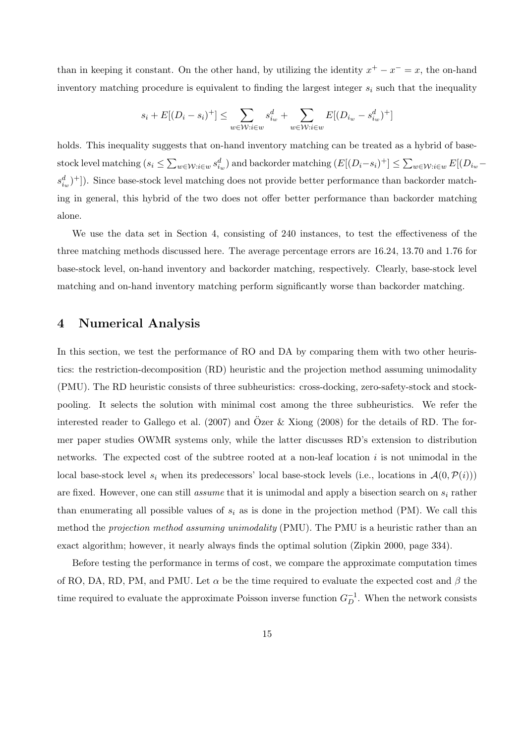than in keeping it constant. On the other hand, by utilizing the identity $x^+ - x^- = x$, the on-hand inventory matching procedure is equivalent to finding the largest integer $s_i$ such that the inequality

$$s_i + E[(D_i - s_i)^+] \leq \sum_{w \in \mathcal{W}: i \in w} s_{i_w}^d + \sum_{w \in \mathcal{W}: i \in w} E[(D_{i_w} - s_{i_w}^d)^+]$$

holds. This inequality suggests that on-hand inventory matching can be treated as a hybrid of base-stock level matching ($s_i \leq \sum_{w \in \mathcal{W}: i \in w} s_{i_w}^d$) and backorder matching ($E[(D_i - s_i)^+] \leq \sum_{w \in \mathcal{W}: i \in w} E[(D_{i_w} - s_{i_w}^d)^+]$). Since base-stock level matching does not provide better performance than backorder matching in general, this hybrid of the two does not offer better performance than backorder matching alone.

We use the data set in Section 4, consisting of 240 instances, to test the effectiveness of the three matching methods discussed here. The average percentage errors are 16.24, 13.70 and 1.76 for base-stock level, on-hand inventory and backorder matching, respectively. Clearly, base-stock level matching and on-hand inventory matching perform significantly worse than backorder matching.

# 4 Numerical Analysis

In this section, we test the performance of RO and DA by comparing them with two other heuristics: the restriction-decomposition (RD) heuristic and the projection method assuming unimodality (PMU). The RD heuristic consists of three subheuristics: cross-docking, zero-safety-stock and stock-pooling. It selects the solution with minimal cost among the three subheuristics. We refer the interested reader to Gallego et al. (2007) and Özer & Xiong (2008) for the details of RD. The former paper studies OWMR systems only, while the latter discusses RD's extension to distribution networks. The expected cost of the subtree rooted at a non-leaf location $i$ is not unimodal in the local base-stock level $s_i$ when its predecessors' local base-stock levels (i.e., locations in $\mathcal{A}(0, \mathcal{P}(i))$) are fixed. However, one can still *assume* that it is unimodal and apply a bisection search on $s_i$ rather than enumerating all possible values of $s_i$ as is done in the projection method (PM). We call this method the *projection method assuming unimodality* (PMU). The PMU is a heuristic rather than an exact algorithm; however, it nearly always finds the optimal solution (Zipkin 2000, page 334).

Before testing the performance in terms of cost, we compare the approximate computation times of RO, DA, RD, PM, and PMU. Let $\alpha$ be the time required to evaluate the expected cost and $\beta$ the time required to evaluate the approximate Poisson inverse function $G_D^{-1}$. When the network consists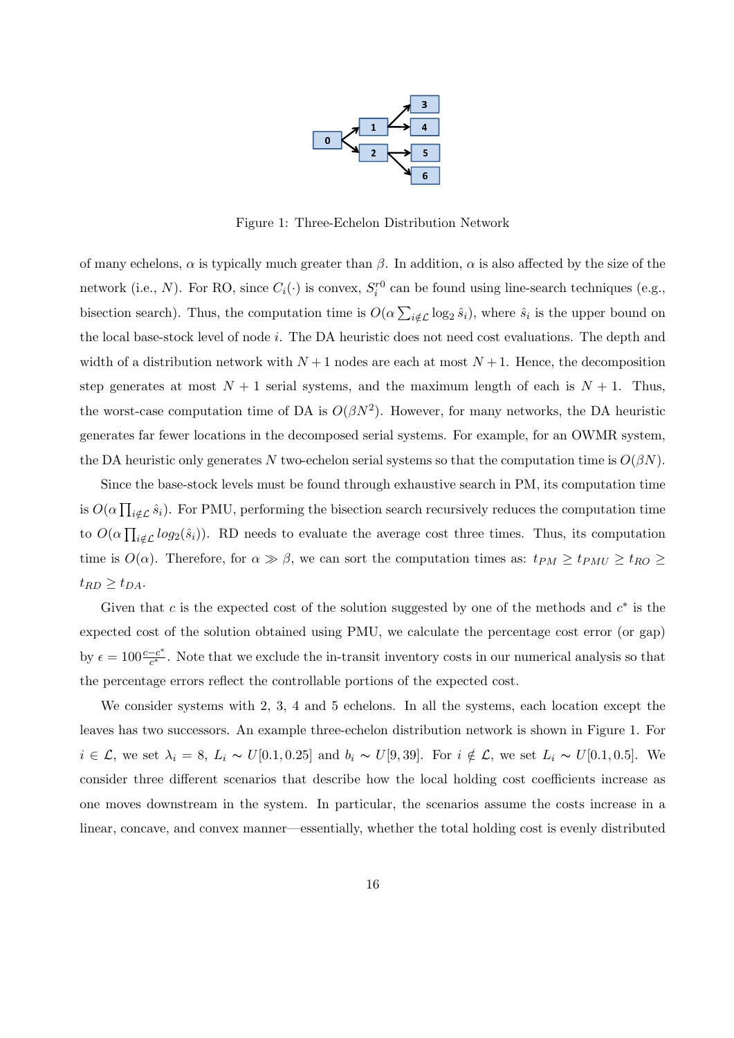Figure 1: Three-Echelon Distribution Network

of many echelons, $\alpha$ is typically much greater than $\beta$. In addition, $\alpha$ is also affected by the size of the network (i.e., $N$). For RO, since $C_i(\cdot)$ is convex, $S_i^{r0}$ can be found using line-search techniques (e.g., bisection search). Thus, the computation time is $O(\alpha \sum_{i \notin \mathcal{L}} \log_2 \hat{s}_i)$, where $\hat{s}_i$ is the upper bound on the local base-stock level of node $i$. The DA heuristic does not need cost evaluations. The depth and width of a distribution network with $N+1$ nodes are each at most $N+1$. Hence, the decomposition step generates at most $N+1$ serial systems, and the maximum length of each is $N+1$. Thus, the worst-case computation time of DA is $O(\beta N^2)$. However, for many networks, the DA heuristic generates far fewer locations in the decomposed serial systems. For example, for an OWMR system, the DA heuristic only generates $N$ two-echelon serial systems so that the computation time is $O(\beta N)$.

Since the base-stock levels must be found through exhaustive search in PM, its computation time is $O(\alpha \prod_{i \notin \mathcal{L}} \hat{s}_i)$. For PMU, performing the bisection search recursively reduces the computation time to $O(\alpha \prod_{i \notin \mathcal{L}} log_2(\hat{s}_i))$. RD needs to evaluate the average cost three times. Thus, its computation time is $O(\alpha)$. Therefore, for $\alpha \gg \beta$, we can sort the computation times as: $t_{PM} \geq t_{PMU} \geq t_{RO} \geq t_{RD} \geq t_{DA}$.

Given that $c$ is the expected cost of the solution suggested by one of the methods and $c^*$ is the expected cost of the solution obtained using PMU, we calculate the percentage cost error (or gap) by $\epsilon = 100\frac{c-c^*}{c^*}$. Note that we exclude the in-transit inventory costs in our numerical analysis so that the percentage errors reflect the controllable portions of the expected cost.

We consider systems with 2, 3, 4 and 5 echelons. In all the systems, each location except the leaves has two successors. An example three-echelon distribution network is shown in Figure 1. For $i \in \mathcal{L}$, we set $\lambda_i = 8$, $L_i \sim U[0.1, 0.25]$ and $b_i \sim U[9, 39]$. For $i \notin \mathcal{L}$, we set $L_i \sim U[0.1, 0.5]$. We consider three different scenarios that describe how the local holding cost coefficients increase as one moves downstream in the system. In particular, the scenarios assume the costs increase in a linear, concave, and convex manner—essentially, whether the total holding cost is evenly distributed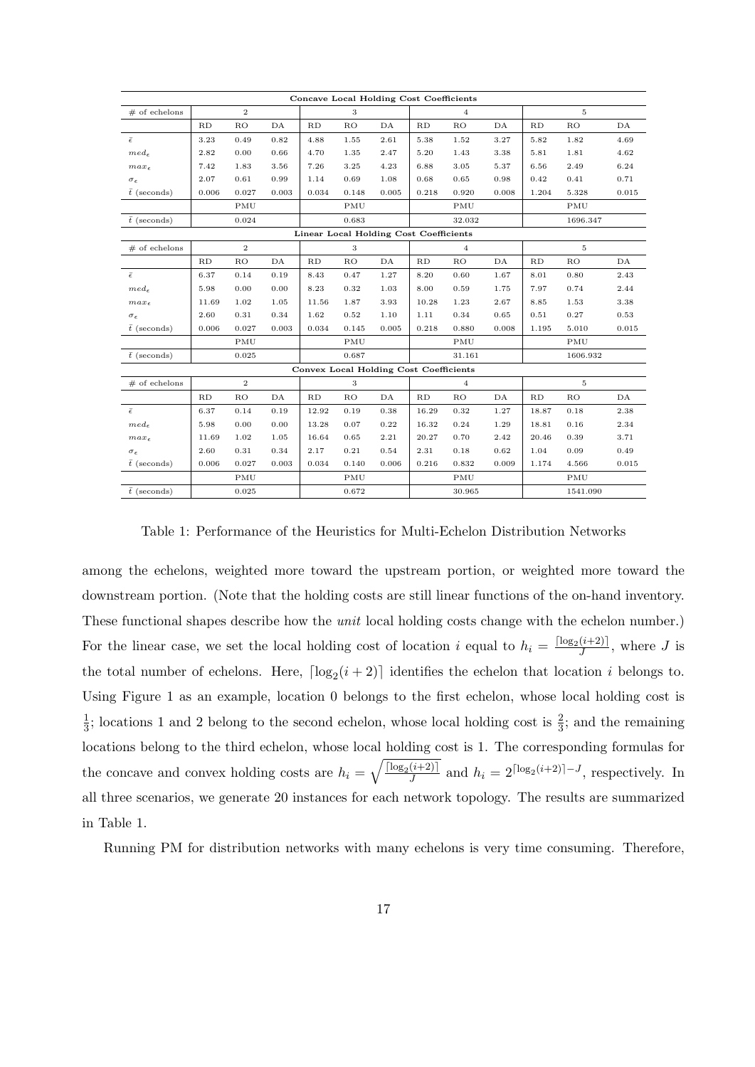| Concave Local Holding Cost Coefficients | | | | | | | | | | | | |
|---|---|---|---|---|---|---|---|---|---|---|---|---|
| # of echelons | 2 | | | 3 | | | 4 | | | 5 | | |
| | RD | RO | DA | RD | RO | DA | RD | RO | DA | RD | RO | DA |
| $\bar{\epsilon}$ | 3.23 | 0.49 | 0.82 | 4.88 | 1.55 | 2.61 | 5.38 | 1.52 | 3.27 | 5.82 | 1.82 | 4.69 |
| $med_\epsilon$ | 2.82 | 0.00 | 0.66 | 4.70 | 1.35 | 2.47 | 5.20 | 1.43 | 3.38 | 5.81 | 1.81 | 4.62 |
| $max_\epsilon$ | 7.42 | 1.83 | 3.56 | 7.26 | 3.25 | 4.23 | 6.88 | 3.05 | 5.37 | 6.56 | 2.49 | 6.24 |
| $\sigma_\epsilon$ | 2.07 | 0.61 | 0.99 | 1.14 | 0.69 | 1.08 | 0.68 | 0.65 | 0.98 | 0.42 | 0.41 | 0.71 |
| $\bar{t}$ (seconds) | 0.006 | 0.027 | 0.003 | 0.034 | 0.148 | 0.005 | 0.218 | 0.920 | 0.008 | 1.204 | 5.328 | 0.015 |
| | PMU | | | PMU | | | PMU | | | PMU | | |
| $\bar{t}$ (seconds) | 0.024 | | | 0.683 | | | 32.032 | | | 1696.347 | | |
| **Linear Local Holding Cost Coefficients** | | | | | | | | | | | | |
| # of echelons | 2 | | | 3 | | | 4 | | | 5 | | |
| | RD | RO | DA | RD | RO | DA | RD | RO | DA | RD | RO | DA |
| $\bar{\epsilon}$ | 6.37 | 0.14 | 0.19 | 8.43 | 0.47 | 1.27 | 8.20 | 0.60 | 1.67 | 8.01 | 0.80 | 2.43 |
| $med_\epsilon$ | 5.98 | 0.00 | 0.00 | 8.23 | 0.32 | 1.03 | 8.00 | 0.59 | 1.75 | 7.97 | 0.74 | 2.44 |
| $max_\epsilon$ | 11.69 | 1.02 | 1.05 | 11.56 | 1.87 | 3.93 | 10.28 | 1.23 | 2.67 | 8.85 | 1.53 | 3.38 |
| $\sigma_\epsilon$ | 2.60 | 0.31 | 0.34 | 1.62 | 0.52 | 1.10 | 1.11 | 0.34 | 0.65 | 0.51 | 0.27 | 0.53 |
| $\bar{t}$ (seconds) | 0.006 | 0.027 | 0.003 | 0.034 | 0.145 | 0.005 | 0.218 | 0.880 | 0.008 | 1.195 | 5.010 | 0.015 |
| | PMU | | | PMU | | | PMU | | | PMU | | |
| $\bar{t}$ (seconds) | 0.025 | | | 0.687 | | | 31.161 | | | 1606.932 | | |
| **Convex Local Holding Cost Coefficients** | | | | | | | | | | | | |
| # of echelons | 2 | | | 3 | | | 4 | | | 5 | | |
| | RD | RO | DA | RD | RO | DA | RD | RO | DA | RD | RO | DA |
| $\bar{\epsilon}$ | 6.37 | 0.14 | 0.19 | 12.92 | 0.19 | 0.38 | 16.29 | 0.32 | 1.27 | 18.87 | 0.18 | 2.38 |
| $med_\epsilon$ | 5.98 | 0.00 | 0.00 | 13.28 | 0.07 | 0.22 | 16.32 | 0.24 | 1.29 | 18.81 | 0.16 | 2.34 |
| $max_\epsilon$ | 11.69 | 1.02 | 1.05 | 16.64 | 0.65 | 2.21 | 20.27 | 0.70 | 2.42 | 20.46 | 0.39 | 3.71 |
| $\sigma_\epsilon$ | 2.60 | 0.31 | 0.34 | 2.17 | 0.21 | 0.54 | 2.31 | 0.18 | 0.62 | 1.04 | 0.09 | 0.49 |
| $\bar{t}$ (seconds) | 0.006 | 0.027 | 0.003 | 0.034 | 0.140 | 0.006 | 0.216 | 0.832 | 0.009 | 1.174 | 4.566 | 0.015 |
| | PMU | | | PMU | | | PMU | | | PMU | | |
| $\bar{t}$ (seconds) | 0.025 | | | 0.672 | | | 30.965 | | | 1541.090 | | |

Table 1: Performance of the Heuristics for Multi-Echelon Distribution Networks

among the echelons, weighted more toward the upstream portion, or weighted more toward the downstream portion. (Note that the holding costs are still linear functions of the on-hand inventory. These functional shapes describe how the *unit* local holding costs change with the echelon number.) For the linear case, we set the local holding cost of location $i$ equal to $h_i = \frac{\lceil \log_2(i+2) \rceil}{J}$, where $J$ is the total number of echelons. Here, $\lceil \log_2(i+2) \rceil$ identifies the echelon that location $i$ belongs to. Using Figure 1 as an example, location 0 belongs to the first echelon, whose local holding cost is $\frac{1}{3}$; locations 1 and 2 belong to the second echelon, whose local holding cost is $\frac{2}{3}$; and the remaining locations belong to the third echelon, whose local holding cost is 1. The corresponding formulas for the concave and convex holding costs are $h_i = \sqrt{\frac{\lceil \log_2(i+2) \rceil}{J}}$ and $h_i = 2^{\lceil \log_2(i+2) \rceil - J}$, respectively. In all three scenarios, we generate 20 instances for each network topology. The results are summarized in Table 1.

Running PM for distribution networks with many echelons is very time consuming. Therefore,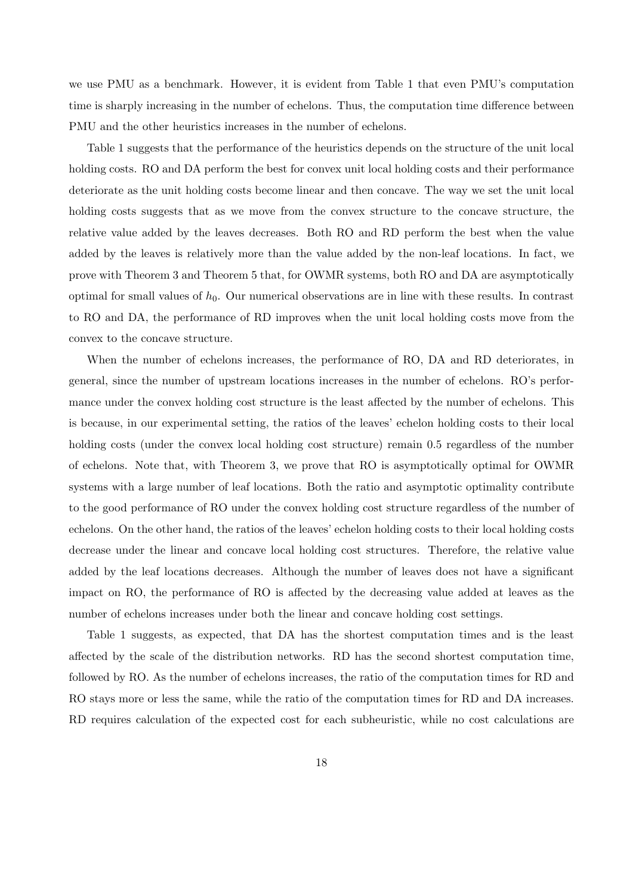we use PMU as a benchmark. However, it is evident from Table 1 that even PMU's computation time is sharply increasing in the number of echelons. Thus, the computation time difference between PMU and the other heuristics increases in the number of echelons.

Table 1 suggests that the performance of the heuristics depends on the structure of the unit local holding costs. RO and DA perform the best for convex unit local holding costs and their performance deteriorate as the unit holding costs become linear and then concave. The way we set the unit local holding costs suggests that as we move from the convex structure to the concave structure, the relative value added by the leaves decreases. Both RO and RD perform the best when the value added by the leaves is relatively more than the value added by the non-leaf locations. In fact, we prove with Theorem 3 and Theorem 5 that, for OWMR systems, both RO and DA are asymptotically optimal for small values of $h_0$. Our numerical observations are in line with these results. In contrast to RO and DA, the performance of RD improves when the unit local holding costs move from the convex to the concave structure.

When the number of echelons increases, the performance of RO, DA and RD deteriorates, in general, since the number of upstream locations increases in the number of echelons. RO's performance under the convex holding cost structure is the least affected by the number of echelons. This is because, in our experimental setting, the ratios of the leaves' echelon holding costs to their local holding costs (under the convex local holding cost structure) remain 0.5 regardless of the number of echelons. Note that, with Theorem 3, we prove that RO is asymptotically optimal for OWMR systems with a large number of leaf locations. Both the ratio and asymptotic optimality contribute to the good performance of RO under the convex holding cost structure regardless of the number of echelons. On the other hand, the ratios of the leaves' echelon holding costs to their local holding costs decrease under the linear and concave local holding cost structures. Therefore, the relative value added by the leaf locations decreases. Although the number of leaves does not have a significant impact on RO, the performance of RO is affected by the decreasing value added at leaves as the number of echelons increases under both the linear and concave holding cost settings.

Table 1 suggests, as expected, that DA has the shortest computation times and is the least affected by the scale of the distribution networks. RD has the second shortest computation time, followed by RO. As the number of echelons increases, the ratio of the computation times for RD and RO stays more or less the same, while the ratio of the computation times for RD and DA increases. RD requires calculation of the expected cost for each subheuristic, while no cost calculations are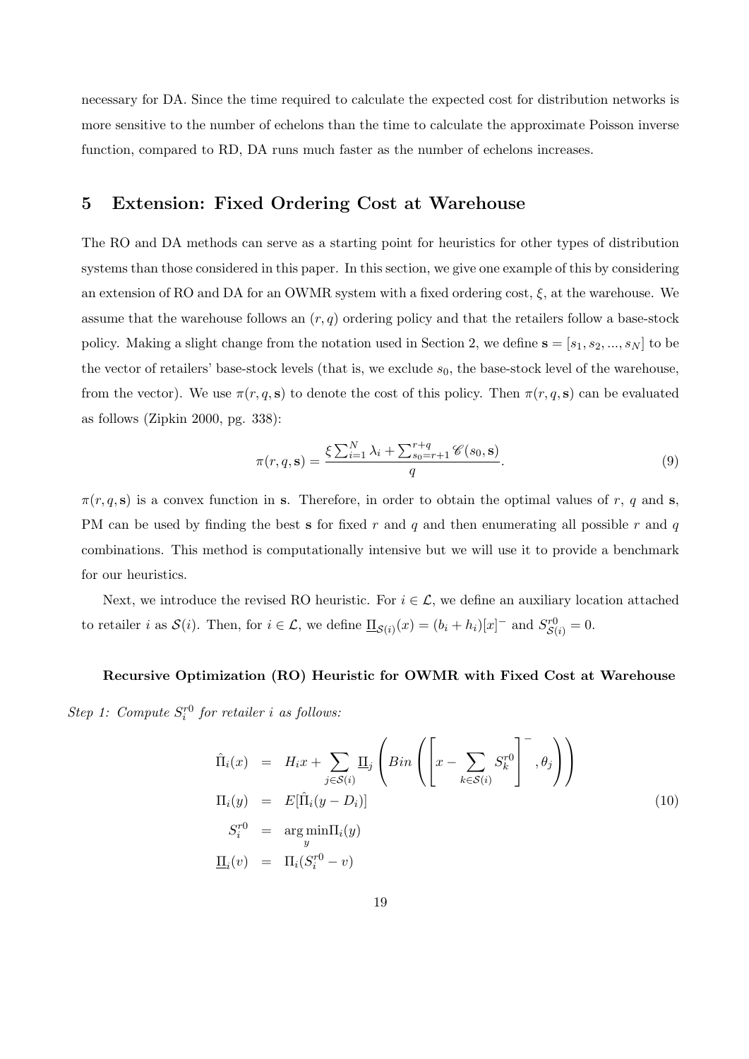necessary for DA. Since the time required to calculate the expected cost for distribution networks is more sensitive to the number of echelons than the time to calculate the approximate Poisson inverse function, compared to RD, DA runs much faster as the number of echelons increases.

## 5 Extension: Fixed Ordering Cost at Warehouse

The RO and DA methods can serve as a starting point for heuristics for other types of distribution systems than those considered in this paper. In this section, we give one example of this by considering an extension of RO and DA for an OWMR system with a fixed ordering cost, $\xi$, at the warehouse. We assume that the warehouse follows an $(r, q)$ ordering policy and that the retailers follow a base-stock policy. Making a slight change from the notation used in Section 2, we define $\mathbf{s} = [s_1, s_2, ..., s_N]$ to be the vector of retailers' base-stock levels (that is, we exclude $s_0$, the base-stock level of the warehouse, from the vector). We use $\pi(r, q, \mathbf{s})$ to denote the cost of this policy. Then $\pi(r, q, \mathbf{s})$ can be evaluated as follows (Zipkin 2000, pg. 338):

$$\pi(r, q, \mathbf{s}) = \frac{\xi \sum_{i=1}^{N} \lambda_i + \sum_{s_0=r+1}^{r+q} \mathscr{C}(s_0, \mathbf{s})}{q}. \tag{9}$$

$\pi(r, q, \mathbf{s})$ is a convex function in $\mathbf{s}$. Therefore, in order to obtain the optimal values of $r$, $q$ and $\mathbf{s}$, PM can be used by finding the best $\mathbf{s}$ for fixed $r$ and $q$ and then enumerating all possible $r$ and $q$ combinations. This method is computationally intensive but we will use it to provide a benchmark for our heuristics.

Next, we introduce the revised RO heuristic. For $i \in \mathcal{L}$, we define an auxiliary location attached to retailer $i$ as $\mathcal{S}(i)$. Then, for $i \in \mathcal{L}$, we define $\underline{\Pi}_{\mathcal{S}(i)}(x) = (b_i + h_i)[x]^-$ and $S^{r0}_{\mathcal{S}(i)} = 0$.

**Recursive Optimization (RO) Heuristic for OWMR with Fixed Cost at Warehouse**

*Step 1: Compute $S^{r0}_i$ for retailer $i$ as follows:*

$$\begin{aligned}
\hat{\Pi}_i(x) &= H_i x + \sum_{j \in \mathcal{S}(i)} \underline{\Pi}_j \left( Bin \left( \left[ x - \sum_{k \in \mathcal{S}(i)} S^{r0}_k \right]^-, \theta_j \right) \right) \\
\Pi_i(y) &= E[\hat{\Pi}_i(y - D_i)] \\
S^{r0}_i &= \arg\min_y \Pi_i(y) \\
\underline{\Pi}_i(v) &= \Pi_i(S^{r0}_i - v)
\end{aligned} \tag{10}$$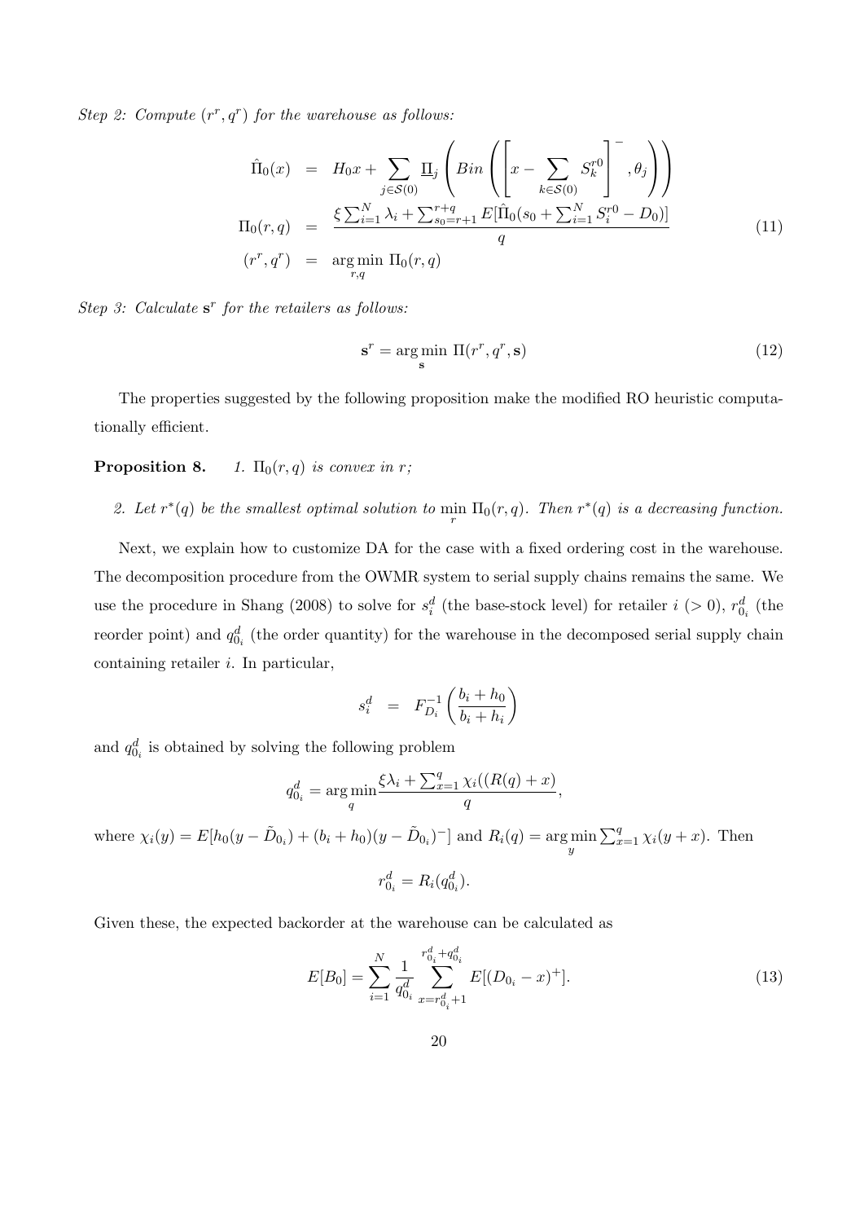*Step 2: Compute $(r^r, q^r)$ for the warehouse as follows:*

$$
\begin{aligned}
\hat{\Pi}_0(x) &= H_0 x + \sum_{j \in \mathcal{S}(0)} \underline{\Pi}_j \left( Bin \left( \left[ x - \sum_{k \in \mathcal{S}(0)} S_k^{r0} \right]^-, \theta_j \right) \right) \\
\Pi_0(r, q) &= \frac{\xi \sum_{i=1}^N \lambda_i + \sum_{s_0=r+1}^{r+q} E[\hat{\Pi}_0(s_0 + \sum_{i=1}^N S_i^{r0} - D_0)]}{q} \\
(r^r, q^r) &= \arg\min_{r,q} \Pi_0(r, q)
\end{aligned} \tag{11}
$$

*Step 3: Calculate $\mathbf{s}^r$ for the retailers as follows:*

$$
\mathbf{s}^r = \arg\min_{\mathbf{s}} \Pi(r^r, q^r, \mathbf{s}) \tag{12}
$$

The properties suggested by the following proposition make the modified RO heuristic computationally efficient.

**Proposition 8.** *1. $\Pi_0(r, q)$ is convex in $r$;*

*2. Let $r^*(q)$ be the smallest optimal solution to $\min_r \Pi_0(r, q)$. Then $r^*(q)$ is a decreasing function.*

Next, we explain how to customize DA for the case with a fixed ordering cost in the warehouse. The decomposition procedure from the OWMR system to serial supply chains remains the same. We use the procedure in Shang (2008) to solve for $s_i^d$ (the base-stock level) for retailer $i$ ($> 0$), $r_{0_i}^d$ (the reorder point) and $q_{0_i}^d$ (the order quantity) for the warehouse in the decomposed serial supply chain containing retailer $i$. In particular,

$$
s_i^d = F_{D_i}^{-1} \left( \frac{b_i + h_0}{b_i + h_i} \right)
$$

and $q_{0_i}^d$ is obtained by solving the following problem

$$
q_{0_i}^d = \arg\min_q \frac{\xi \lambda_i + \sum_{x=1}^q \chi_i((R(q) + x)}{q},
$$

where $\chi_i(y) = E[h_0(y - \tilde{D}_{0_i}) + (b_i + h_0)(y - \tilde{D}_{0_i})^-]$ and $R_i(q) = \arg\min_y \sum_{x=1}^q \chi_i(y + x)$. Then

$$
r_{0_i}^d = R_i(q_{0_i}^d).
$$

Given these, the expected backorder at the warehouse can be calculated as

$$
E[B_0] = \sum_{i=1}^N \frac{1}{q_{0_i}^d} \sum_{x=r_{0_i}^d+1}^{r_{0_i}^d + q_{0_i}^d} E[(D_{0_i} - x)^+]. \tag{13}
$$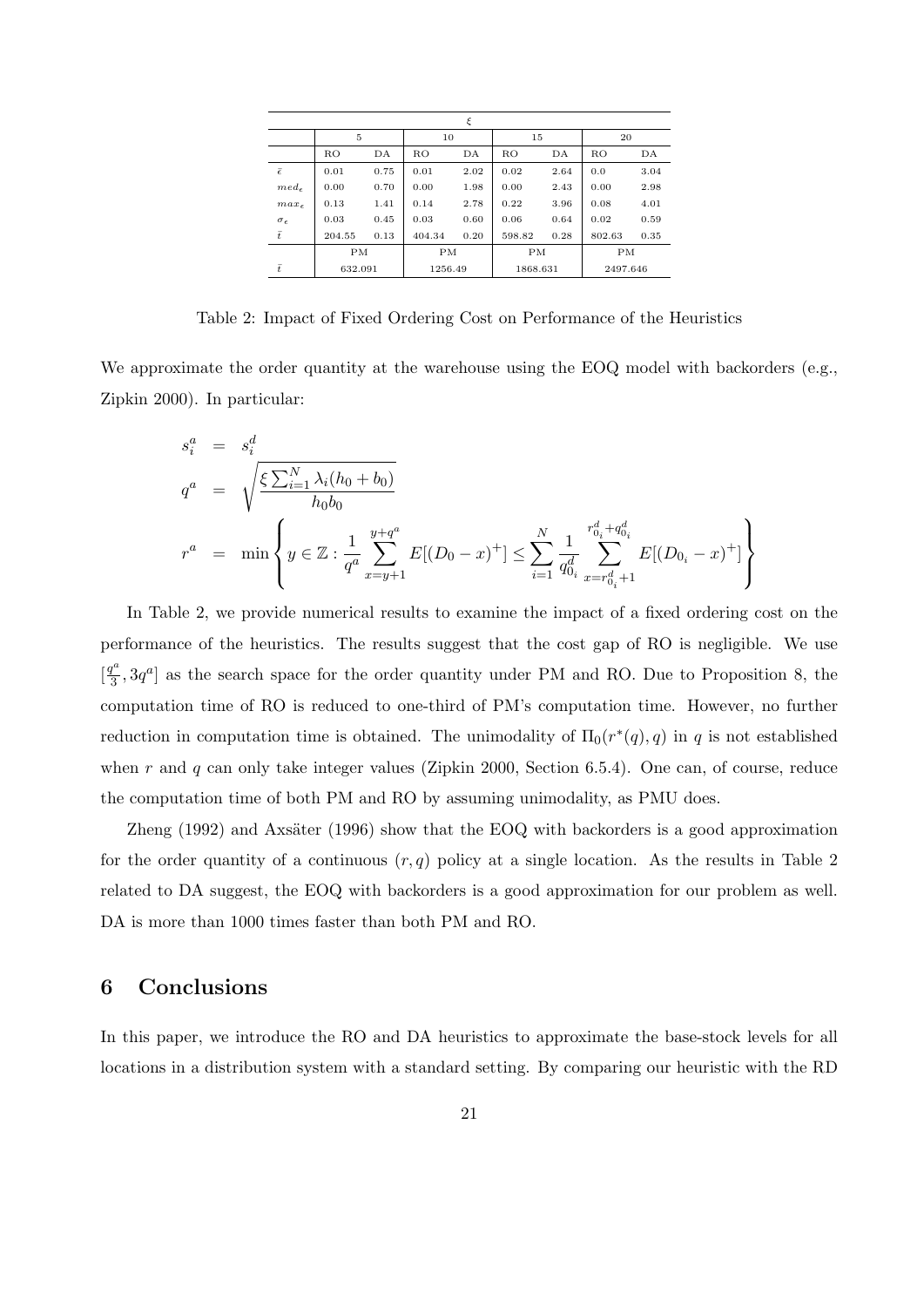|  | $\xi$ | | | | | | | |
|---|---|---|---|---|---|---|---|---|
|  | 5 | | 10 | | 15 | | 20 | |
|  | RO | DA | RO | DA | RO | DA | RO | DA |
| $\bar{\epsilon}$ | 0.01 | 0.75 | 0.01 | 2.02 | 0.02 | 2.64 | 0.0 | 3.04 |
| $med_{\epsilon}$ | 0.00 | 0.70 | 0.00 | 1.98 | 0.00 | 2.43 | 0.00 | 2.98 |
| $max_{\epsilon}$ | 0.13 | 1.41 | 0.14 | 2.78 | 0.22 | 3.96 | 0.08 | 4.01 |
| $\sigma_{\epsilon}$ | 0.03 | 0.45 | 0.03 | 0.60 | 0.06 | 0.64 | 0.02 | 0.59 |
| $\bar{t}$ | 204.55 | 0.13 | 404.34 | 0.20 | 598.82 | 0.28 | 802.63 | 0.35 |
|  | PM | | PM | | PM | | PM | |
| $\bar{t}$ | 632.091 | | 1256.49 | | 1868.631 | | 2497.646 | |

Table 2: Impact of Fixed Ordering Cost on Performance of the Heuristics

We approximate the order quantity at the warehouse using the EOQ model with backorders (e.g., Zipkin 2000). In particular:

$$
\begin{aligned}
s_i^a &= s_i^d \\
q^a &= \sqrt{\frac{\xi \sum_{i=1}^{N} \lambda_i (h_0 + b_0)}{h_0 b_0}} \\
r^a &= \min \left\{ y \in \mathbb{Z} : \frac{1}{q^a} \sum_{x=y+1}^{y+q^a} E[(D_0 - x)^+] \leq \sum_{i=1}^{N} \frac{1}{q_{0_i}^d} \sum_{x=r_{0_i}^d+1}^{r_{0_i}^d + q_{0_i}^d} E[(D_{0_i} - x)^+] \right\}
\end{aligned}
$$

In Table 2, we provide numerical results to examine the impact of a fixed ordering cost on the performance of the heuristics. The results suggest that the cost gap of RO is negligible. We use $[\frac{q^a}{3}, 3q^a]$ as the search space for the order quantity under PM and RO. Due to Proposition 8, the computation time of RO is reduced to one-third of PM's computation time. However, no further reduction in computation time is obtained. The unimodality of $\Pi_0(r^*(q), q)$ in $q$ is not established when $r$ and $q$ can only take integer values (Zipkin 2000, Section 6.5.4). One can, of course, reduce the computation time of both PM and RO by assuming unimodality, as PMU does.

Zheng (1992) and Axsäter (1996) show that the EOQ with backorders is a good approximation for the order quantity of a continuous $(r, q)$ policy at a single location. As the results in Table 2 related to DA suggest, the EOQ with backorders is a good approximation for our problem as well. DA is more than 1000 times faster than both PM and RO.

## 6 Conclusions

In this paper, we introduce the RO and DA heuristics to approximate the base-stock levels for all locations in a distribution system with a standard setting. By comparing our heuristic with the RD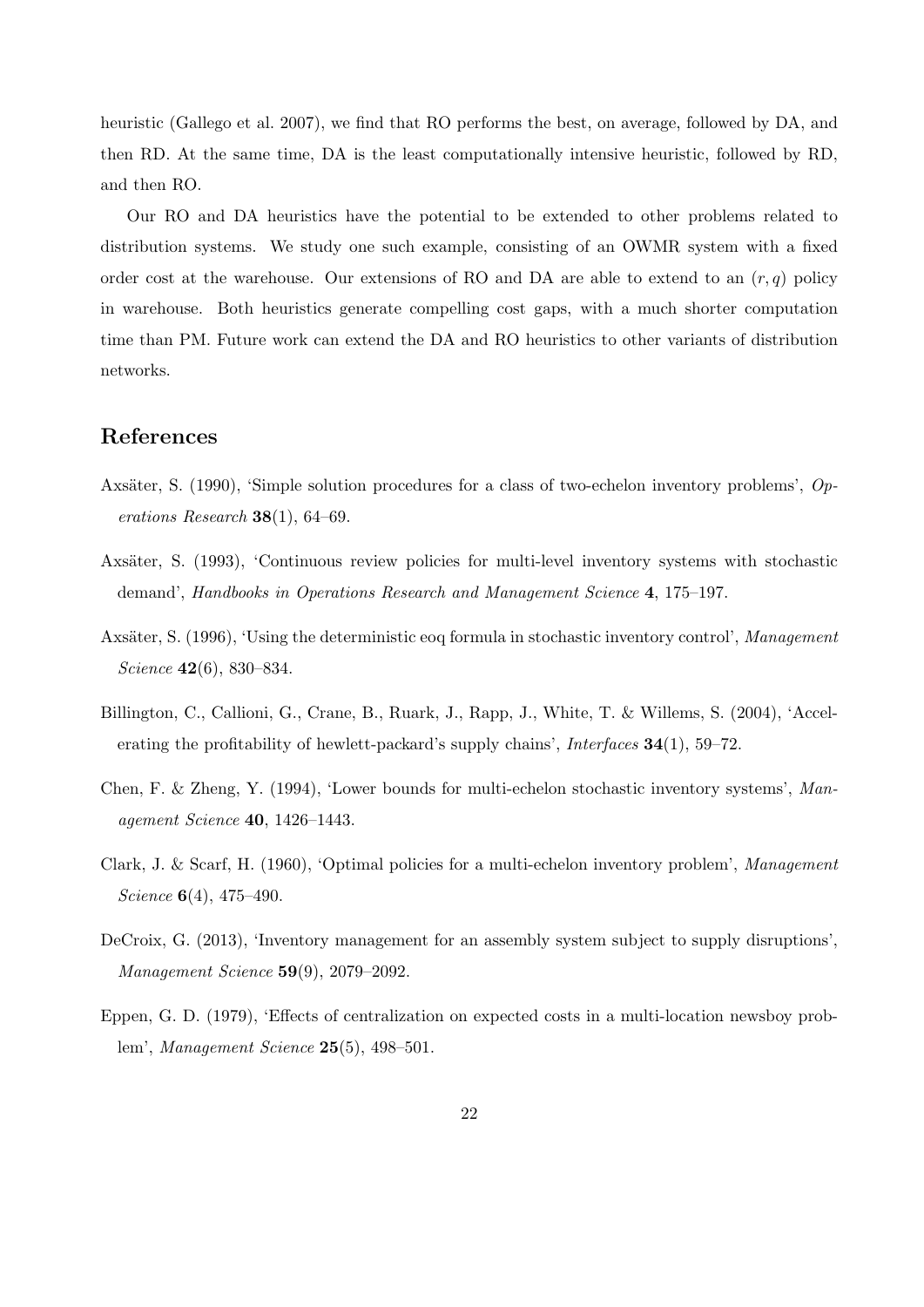heuristic (Gallego et al. 2007), we find that RO performs the best, on average, followed by DA, and then RD. At the same time, DA is the least computationally intensive heuristic, followed by RD, and then RO.

Our RO and DA heuristics have the potential to be extended to other problems related to distribution systems. We study one such example, consisting of an OWMR system with a fixed order cost at the warehouse. Our extensions of RO and DA are able to extend to an $(r, q)$ policy in warehouse. Both heuristics generate compelling cost gaps, with a much shorter computation time than PM. Future work can extend the DA and RO heuristics to other variants of distribution networks.

## References

Axsäter, S. (1990), 'Simple solution procedures for a class of two-echelon inventory problems', *Operations Research* **38**(1), 64–69.

Axsäter, S. (1993), 'Continuous review policies for multi-level inventory systems with stochastic demand', *Handbooks in Operations Research and Management Science* **4**, 175–197.

Axsäter, S. (1996), 'Using the deterministic eoq formula in stochastic inventory control', *Management Science* **42**(6), 830–834.

Billington, C., Callioni, G., Crane, B., Ruark, J., Rapp, J., White, T. & Willems, S. (2004), 'Accelerating the profitability of hewlett-packard's supply chains', *Interfaces* **34**(1), 59–72.

Chen, F. & Zheng, Y. (1994), 'Lower bounds for multi-echelon stochastic inventory systems', *Management Science* **40**, 1426–1443.

Clark, J. & Scarf, H. (1960), 'Optimal policies for a multi-echelon inventory problem', *Management Science* **6**(4), 475–490.

DeCroix, G. (2013), 'Inventory management for an assembly system subject to supply disruptions', *Management Science* **59**(9), 2079–2092.

Eppen, G. D. (1979), 'Effects of centralization on expected costs in a multi-location newsboy problem', *Management Science* **25**(5), 498–501.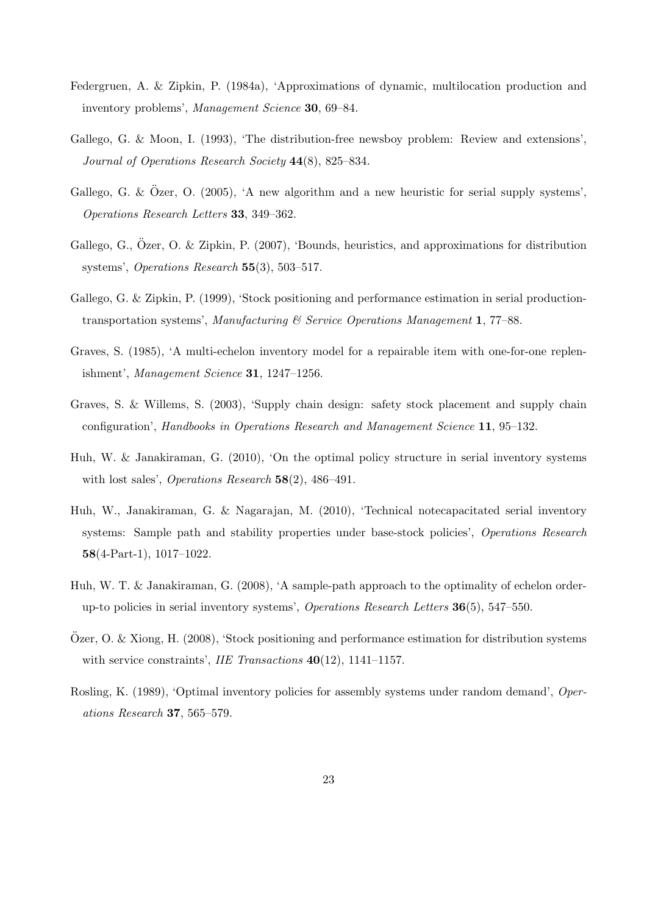Federgruen, A. & Zipkin, P. (1984a), 'Approximations of dynamic, multilocation production and inventory problems', *Management Science* **30**, 69–84.

Gallego, G. & Moon, I. (1993), 'The distribution-free newsboy problem: Review and extensions', *Journal of Operations Research Society* **44**(8), 825–834.

Gallego, G. & Özer, O. (2005), 'A new algorithm and a new heuristic for serial supply systems', *Operations Research Letters* **33**, 349–362.

Gallego, G., Özer, O. & Zipkin, P. (2007), 'Bounds, heuristics, and approximations for distribution systems', *Operations Research* **55**(3), 503–517.

Gallego, G. & Zipkin, P. (1999), 'Stock positioning and performance estimation in serial production-transportation systems', *Manufacturing & Service Operations Management* **1**, 77–88.

Graves, S. (1985), 'A multi-echelon inventory model for a repairable item with one-for-one replenishment', *Management Science* **31**, 1247–1256.

Graves, S. & Willems, S. (2003), 'Supply chain design: safety stock placement and supply chain configuration', *Handbooks in Operations Research and Management Science* **11**, 95–132.

Huh, W. & Janakiraman, G. (2010), 'On the optimal policy structure in serial inventory systems with lost sales', *Operations Research* **58**(2), 486–491.

Huh, W., Janakiraman, G. & Nagarajan, M. (2010), 'Technical notecapacitated serial inventory systems: Sample path and stability properties under base-stock policies', *Operations Research* **58**(4-Part-1), 1017–1022.

Huh, W. T. & Janakiraman, G. (2008), 'A sample-path approach to the optimality of echelon order-up-to policies in serial inventory systems', *Operations Research Letters* **36**(5), 547–550.

Özer, O. & Xiong, H. (2008), 'Stock positioning and performance estimation for distribution systems with service constraints', *IIE Transactions* **40**(12), 1141–1157.

Rosling, K. (1989), 'Optimal inventory policies for assembly systems under random demand', *Operations Research* **37**, 565–579.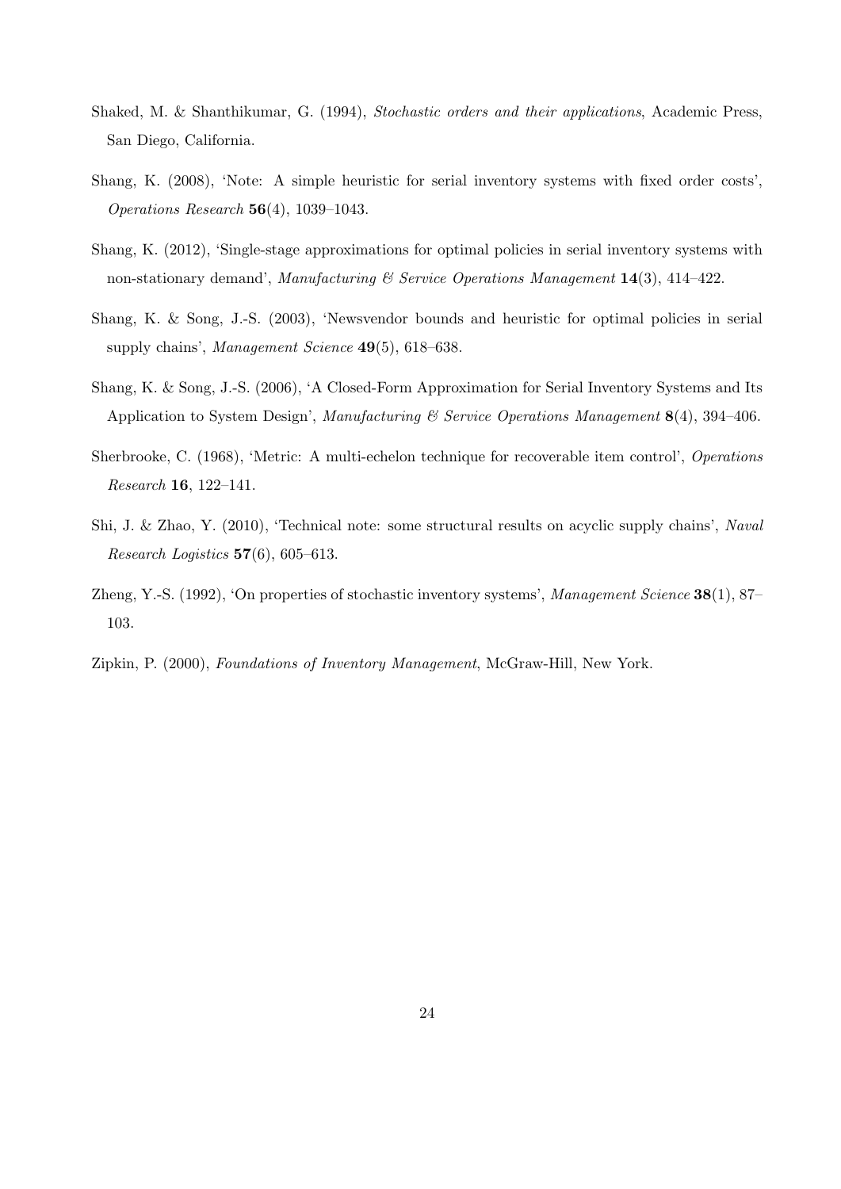Shaked, M. & Shanthikumar, G. (1994), *Stochastic orders and their applications*, Academic Press, San Diego, California.

Shang, K. (2008), 'Note: A simple heuristic for serial inventory systems with fixed order costs', *Operations Research* **56**(4), 1039–1043.

Shang, K. (2012), 'Single-stage approximations for optimal policies in serial inventory systems with non-stationary demand', *Manufacturing & Service Operations Management* **14**(3), 414–422.

Shang, K. & Song, J.-S. (2003), 'Newsvendor bounds and heuristic for optimal policies in serial supply chains', *Management Science* **49**(5), 618–638.

Shang, K. & Song, J.-S. (2006), 'A Closed-Form Approximation for Serial Inventory Systems and Its Application to System Design', *Manufacturing & Service Operations Management* **8**(4), 394–406.

Sherbrooke, C. (1968), 'Metric: A multi-echelon technique for recoverable item control', *Operations Research* **16**, 122–141.

Shi, J. & Zhao, Y. (2010), 'Technical note: some structural results on acyclic supply chains', *Naval Research Logistics* **57**(6), 605–613.

Zheng, Y.-S. (1992), 'On properties of stochastic inventory systems', *Management Science* **38**(1), 87–103.

Zipkin, P. (2000), *Foundations of Inventory Management*, McGraw-Hill, New York.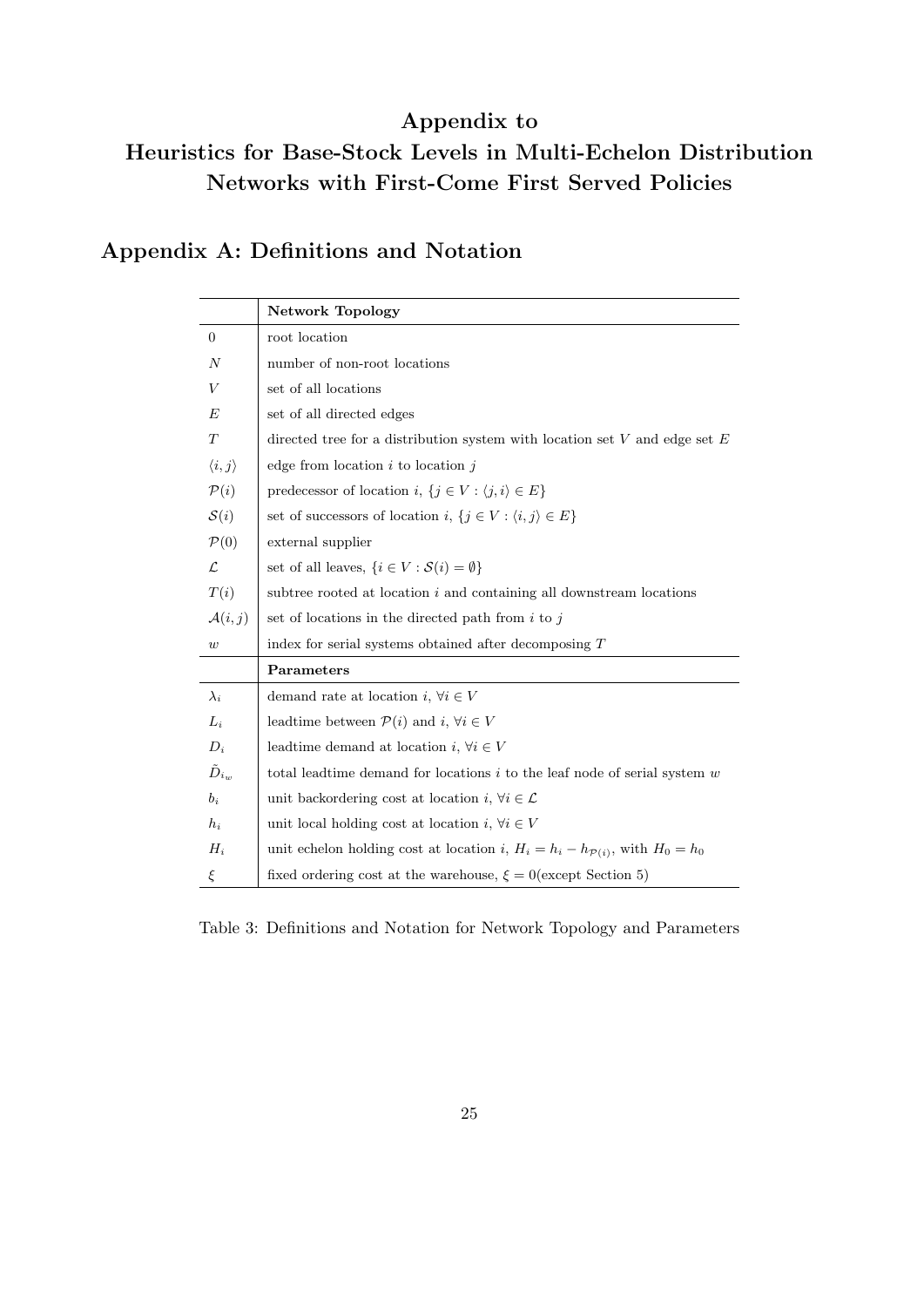# Appendix to Heuristics for Base-Stock Levels in Multi-Echelon Distribution Networks with First-Come First Served Policies

## Appendix A: Definitions and Notation

| | **Network Topology** |
|---|---|
| $0$ | root location |
| $N$ | number of non-root locations |
| $V$ | set of all locations |
| $E$ | set of all directed edges |
| $T$ | directed tree for a distribution system with location set $V$ and edge set $E$ |
| $\langle i,j \rangle$ | edge from location $i$ to location $j$ |
| $\mathcal{P}(i)$ | predecessor of location $i$, $\{j \in V : \langle j,i \rangle \in E\}$ |
| $\mathcal{S}(i)$ | set of successors of location $i$, $\{j \in V : \langle i,j \rangle \in E\}$ |
| $\mathcal{P}(0)$ | external supplier |
| $\mathcal{L}$ | set of all leaves, $\{i \in V : \mathcal{S}(i) = \emptyset\}$ |
| $T(i)$ | subtree rooted at location $i$ and containing all downstream locations |
| $\mathcal{A}(i,j)$ | set of locations in the directed path from $i$ to $j$ |
| $w$ | index for serial systems obtained after decomposing $T$ |
| | **Parameters** |
| $\lambda_i$ | demand rate at location $i$, $\forall i \in V$ |
| $L_i$ | leadtime between $\mathcal{P}(i)$ and $i$, $\forall i \in V$ |
| $D_i$ | leadtime demand at location $i$, $\forall i \in V$ |
| $\tilde{D}_{i_w}$ | total leadtime demand for locations $i$ to the leaf node of serial system $w$ |
| $b_i$ | unit backordering cost at location $i$, $\forall i \in \mathcal{L}$ |
| $h_i$ | unit local holding cost at location $i$, $\forall i \in V$ |
| $H_i$ | unit echelon holding cost at location $i$, $H_i = h_i - h_{\mathcal{P}(i)}$, with $H_0 = h_0$ |
| $\xi$ | fixed ordering cost at the warehouse, $\xi = 0$(except Section 5) |

Table 3: Definitions and Notation for Network Topology and Parameters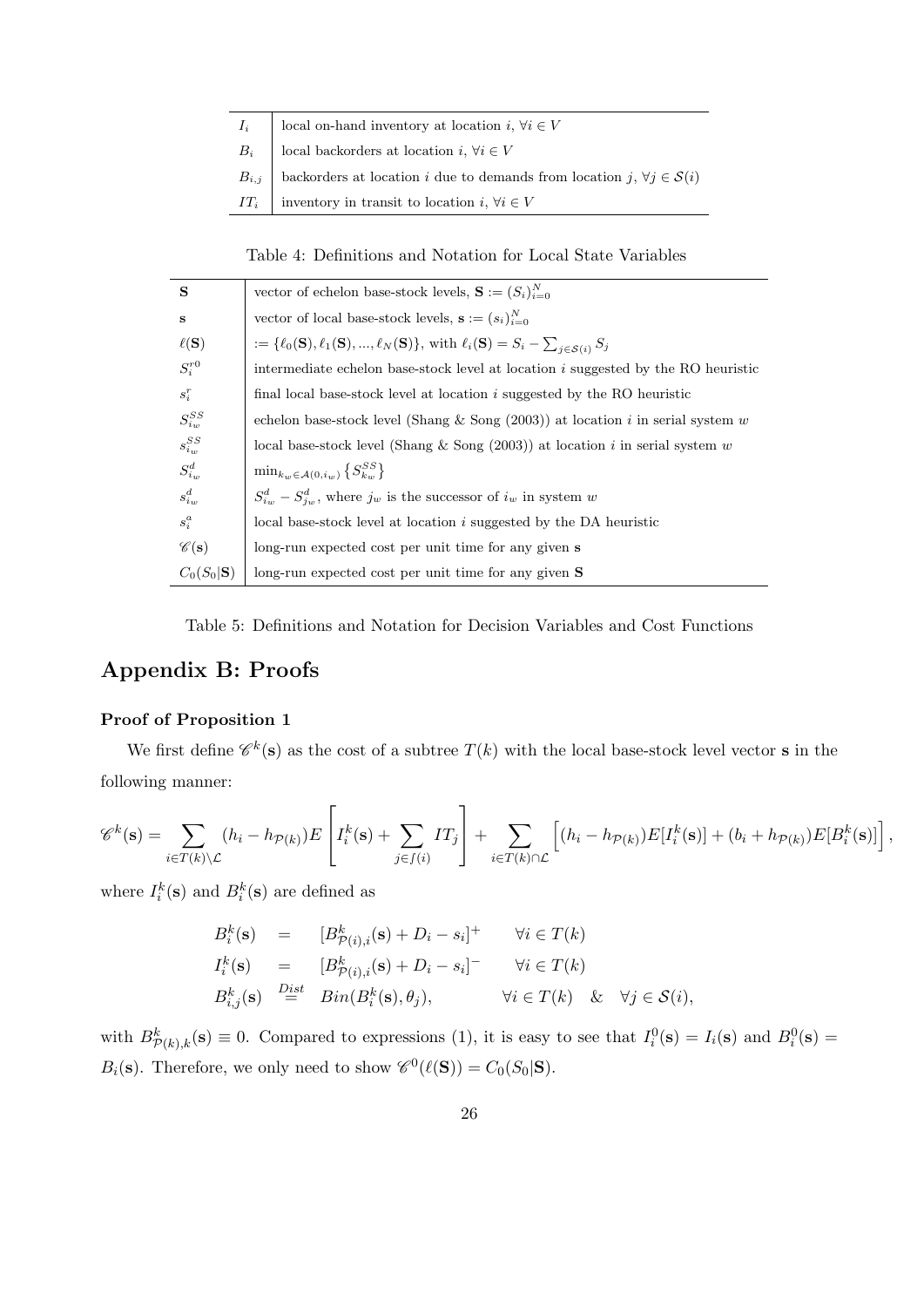| | |
|---|---|
| $I_i$ | local on-hand inventory at location $i$, $\forall i \in V$ |
| $B_i$ | local backorders at location $i$, $\forall i \in V$ |
| $B_{i,j}$ | backorders at location $i$ due to demands from location $j$, $\forall j \in \mathcal{S}(i)$ |
| $IT_i$ | inventory in transit to location $i$, $\forall i \in V$ |

Table 4: Definitions and Notation for Local State Variables

| | |
|---|---|
| $\mathbf{S}$ | vector of echelon base-stock levels, $\mathbf{S} := (S_i)_{i=0}^N$ |
| $\mathbf{s}$ | vector of local base-stock levels, $\mathbf{s} := (s_i)_{i=0}^N$ |
| $\ell(\mathbf{S})$ | $:= \{\ell_0(\mathbf{S}), \ell_1(\mathbf{S}), ..., \ell_N(\mathbf{S})\}$, with $\ell_i(\mathbf{S}) = S_i - \sum_{j\in\mathcal{S}(i)} S_j$ |
| $S_i^{r0}$ | intermediate echelon base-stock level at location $i$ suggested by the RO heuristic |
| $s_i^r$ | final local base-stock level at location $i$ suggested by the RO heuristic |
| $S_{i_w}^{SS}$ | echelon base-stock level (Shang & Song (2003)) at location $i$ in serial system $w$ |
| $s_{i_w}^{SS}$ | local base-stock level (Shang & Song (2003)) at location $i$ in serial system $w$ |
| $S_{i_w}^d$ | $\min_{k_w\in\mathcal{A}(0,i_w)}\left\{S_{k_w}^{SS}\right\}$ |
| $s_{i_w}^d$ | $S_{i_w}^d - S_{j_w}^d$, where $j_w$ is the successor of $i_w$ in system $w$ |
| $s_i^a$ | local base-stock level at location $i$ suggested by the DA heuristic |
| $\mathscr{C}(\mathbf{s})$ | long-run expected cost per unit time for any given $\mathbf{s}$ |
| $C_0(S_0\|\mathbf{S})$ | long-run expected cost per unit time for any given $\mathbf{S}$ |

Table 5: Definitions and Notation for Decision Variables and Cost Functions

# Appendix B: Proofs

### Proof of Proposition 1

We first define $\mathscr{C}^k(\mathbf{s})$ as the cost of a subtree $T(k)$ with the local base-stock level vector $\mathbf{s}$ in the following manner:

$$\mathscr{C}^k(\mathbf{s}) = \sum_{i\in T(k)\setminus\mathcal{L}} (h_i - h_{\mathcal{P}(k)})E\left[I_i^k(\mathbf{s}) + \sum_{j\in f(i)} IT_j\right] + \sum_{i\in T(k)\cap\mathcal{L}}\left[(h_i - h_{\mathcal{P}(k)})E[I_i^k(\mathbf{s})] + (b_i + h_{\mathcal{P}(k)})E[B_i^k(\mathbf{s})]\right],$$

where $I_i^k(\mathbf{s})$ and $B_i^k(\mathbf{s})$ are defined as

$$\begin{aligned}
B_i^k(\mathbf{s}) &= [B_{\mathcal{P}(i),i}^k(\mathbf{s}) + D_i - s_i]^+ \qquad \forall i \in T(k)\\
I_i^k(\mathbf{s}) &= [B_{\mathcal{P}(i),i}^k(\mathbf{s}) + D_i - s_i]^- \qquad \forall i \in T(k)\\
B_{i,j}^k(\mathbf{s}) &\overset{Dist}{=} Bin(B_i^k(\mathbf{s}), \theta_j), \qquad \forall i \in T(k) \quad \& \quad \forall j \in \mathcal{S}(i),
\end{aligned}$$

with $B_{\mathcal{P}(k),k}^k(\mathbf{s}) \equiv 0$. Compared to expressions (1), it is easy to see that $I_i^0(\mathbf{s}) = I_i(\mathbf{s})$ and $B_i^0(\mathbf{s}) = B_i(\mathbf{s})$. Therefore, we only need to show $\mathscr{C}^0(\ell(\mathbf{S})) = C_0(S_0|\mathbf{S})$.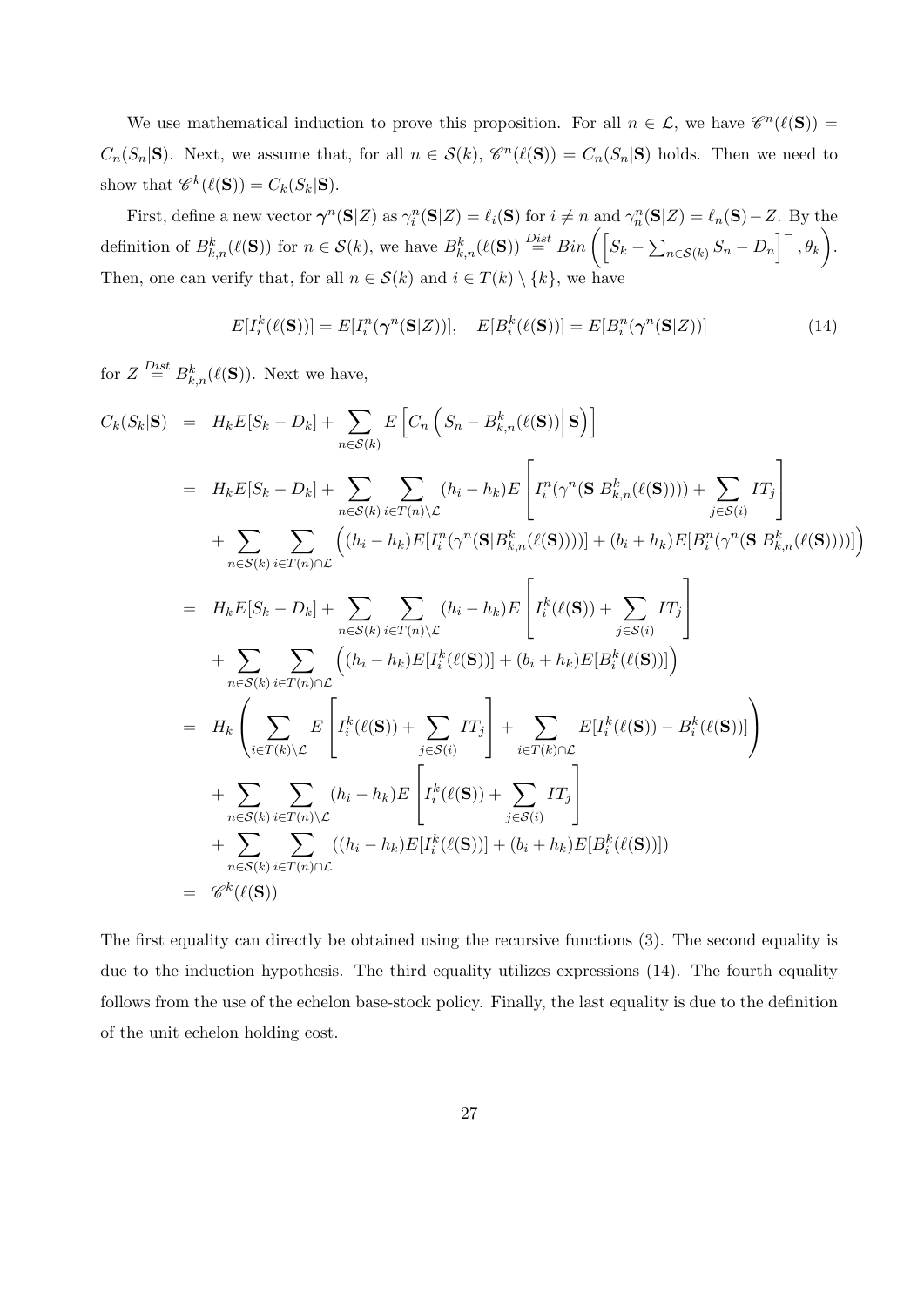We use mathematical induction to prove this proposition. For all $n \in \mathcal{L}$, we have $\mathscr{C}^n(\ell(\mathbf{S})) = C_n(S_n|\mathbf{S})$. Next, we assume that, for all $n \in \mathcal{S}(k)$, $\mathscr{C}^n(\ell(\mathbf{S})) = C_n(S_n|\mathbf{S})$ holds. Then we need to show that $\mathscr{C}^k(\ell(\mathbf{S})) = C_k(S_k|\mathbf{S})$.

First, define a new vector $\boldsymbol{\gamma}^n(\mathbf{S}|Z)$ as $\gamma_i^n(\mathbf{S}|Z) = \ell_i(\mathbf{S})$ for $i \neq n$ and $\gamma_n^n(\mathbf{S}|Z) = \ell_n(\mathbf{S}) - Z$. By the definition of $B_{k,n}^k(\ell(\mathbf{S}))$ for $n \in \mathcal{S}(k)$, we have $B_{k,n}^k(\ell(\mathbf{S})) \overset{Dist}{=} Bin\left(\left[S_k - \sum_{n\in\mathcal{S}(k)} S_n - D_n\right]^-, \theta_k\right)$. Then, one can verify that, for all $n \in \mathcal{S}(k)$ and $i \in T(k) \setminus \{k\}$, we have

$$E[I_i^k(\ell(\mathbf{S}))] = E[I_i^n(\boldsymbol{\gamma}^n(\mathbf{S}|Z))], \quad E[B_i^k(\ell(\mathbf{S}))] = E[B_i^n(\boldsymbol{\gamma}^n(\mathbf{S}|Z))] \tag{14}$$

for $Z \overset{Dist}{=} B_{k,n}^k(\ell(\mathbf{S}))$. Next we have,

$$\begin{aligned}
C_k(S_k|\mathbf{S}) &= H_k E[S_k - D_k] + \sum_{n\in\mathcal{S}(k)} E\left[C_n\left(S_n - B_{k,n}^k(\ell(\mathbf{S}))\middle|\,\mathbf{S}\right)\right] \\
&= H_k E[S_k - D_k] + \sum_{n\in\mathcal{S}(k)} \sum_{i\in T(n)\setminus\mathcal{L}} (h_i - h_k) E\left[I_i^n(\gamma^n(\mathbf{S}|B_{k,n}^k(\ell(\mathbf{S})))) + \sum_{j\in\mathcal{S}(i)} IT_j\right] \\
&\quad + \sum_{n\in\mathcal{S}(k)} \sum_{i\in T(n)\cap\mathcal{L}} \Big((h_i - h_k) E[I_i^n(\gamma^n(\mathbf{S}|B_{k,n}^k(\ell(\mathbf{S}))))] + (b_i + h_k) E[B_i^n(\gamma^n(\mathbf{S}|B_{k,n}^k(\ell(\mathbf{S}))))]\Big) \\
&= H_k E[S_k - D_k] + \sum_{n\in\mathcal{S}(k)} \sum_{i\in T(n)\setminus\mathcal{L}} (h_i - h_k) E\left[I_i^k(\ell(\mathbf{S})) + \sum_{j\in\mathcal{S}(i)} IT_j\right] \\
&\quad + \sum_{n\in\mathcal{S}(k)} \sum_{i\in T(n)\cap\mathcal{L}} \Big((h_i - h_k) E[I_i^k(\ell(\mathbf{S}))] + (b_i + h_k) E[B_i^k(\ell(\mathbf{S}))]\Big) \\
&= H_k \left(\sum_{i\in T(k)\setminus\mathcal{L}} E\left[I_i^k(\ell(\mathbf{S})) + \sum_{j\in\mathcal{S}(i)} IT_j\right] + \sum_{i\in T(k)\cap\mathcal{L}} E[I_i^k(\ell(\mathbf{S})) - B_i^k(\ell(\mathbf{S}))]\right) \\
&\quad + \sum_{n\in\mathcal{S}(k)} \sum_{i\in T(n)\setminus\mathcal{L}} (h_i - h_k) E\left[I_i^k(\ell(\mathbf{S})) + \sum_{j\in\mathcal{S}(i)} IT_j\right] \\
&\quad + \sum_{n\in\mathcal{S}(k)} \sum_{i\in T(n)\cap\mathcal{L}} ((h_i - h_k) E[I_i^k(\ell(\mathbf{S}))] + (b_i + h_k) E[B_i^k(\ell(\mathbf{S}))]) \\
&= \mathscr{C}^k(\ell(\mathbf{S}))
\end{aligned}$$

The first equality can directly be obtained using the recursive functions (3). The second equality is due to the induction hypothesis. The third equality utilizes expressions (14). The fourth equality follows from the use of the echelon base-stock policy. Finally, the last equality is due to the definition of the unit echelon holding cost.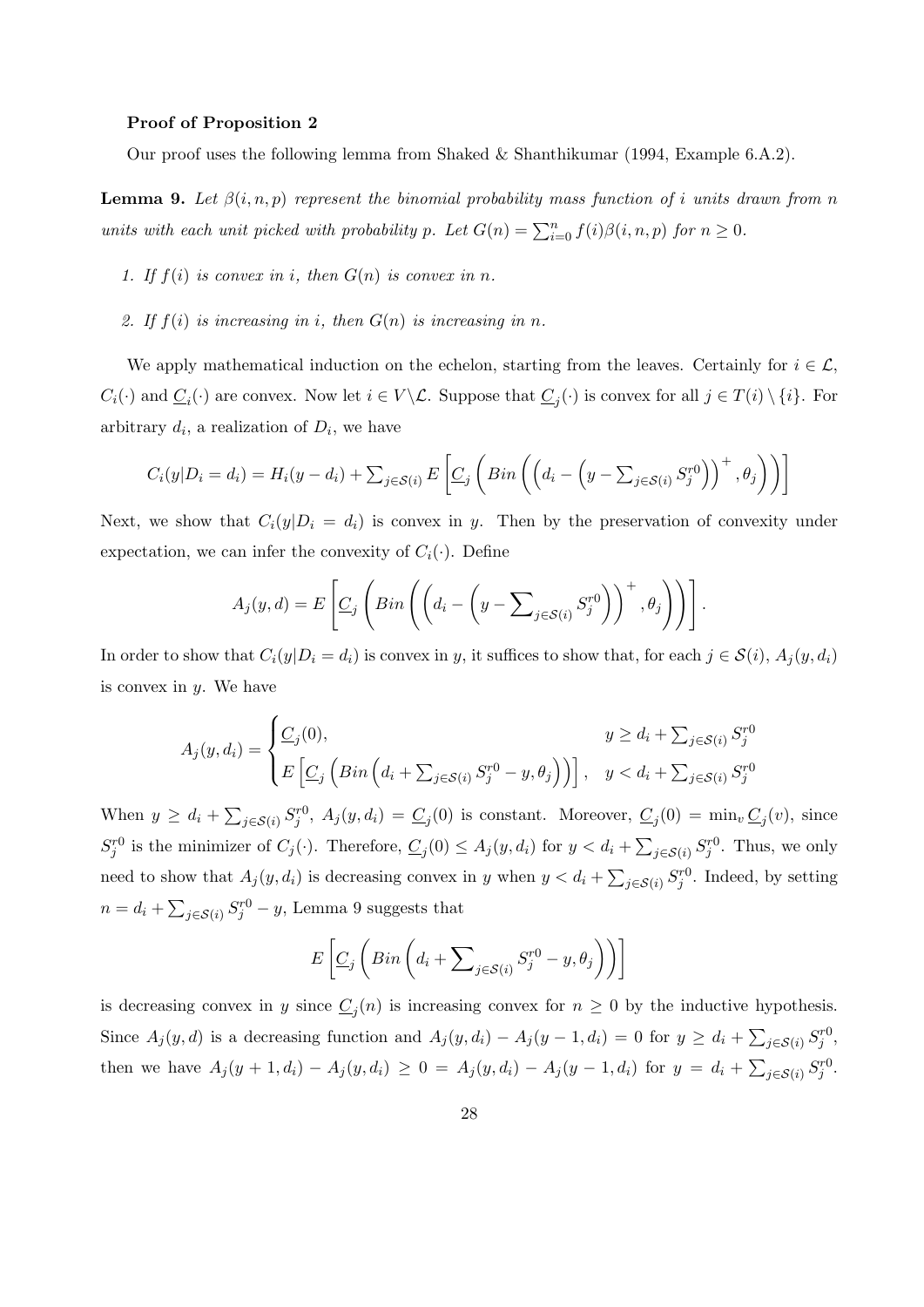**Proof of Proposition 2**

Our proof uses the following lemma from Shaked & Shanthikumar (1994, Example 6.A.2).

**Lemma 9.** *Let $\beta(i, n, p)$ represent the binomial probability mass function of $i$ units drawn from $n$ units with each unit picked with probability $p$. Let $G(n) = \sum_{i=0}^{n} f(i)\beta(i, n, p)$ for $n \geq 0$.*

1. *If $f(i)$ is convex in $i$, then $G(n)$ is convex in $n$.*
2. *If $f(i)$ is increasing in $i$, then $G(n)$ is increasing in $n$.*

We apply mathematical induction on the echelon, starting from the leaves. Certainly for $i \in \mathcal{L}$, $C_i(\cdot)$ and $\underline{C}_i(\cdot)$ are convex. Now let $i \in V\backslash\mathcal{L}$. Suppose that $\underline{C}_j(\cdot)$ is convex for all $j \in T(i) \setminus \{i\}$. For arbitrary $d_i$, a realization of $D_i$, we have

$$C_i(y|D_i = d_i) = H_i(y - d_i) + \sum_{j \in \mathcal{S}(i)} E\left[\underline{C}_j\left(Bin\left(\left(d_i - \left(y - \sum_{j \in \mathcal{S}(i)} S_j^{r0}\right)\right)^+, \theta_j\right)\right)\right]$$

Next, we show that $C_i(y|D_i = d_i)$ is convex in $y$. Then by the preservation of convexity under expectation, we can infer the convexity of $C_i(\cdot)$. Define

$$A_j(y, d) = E\left[\underline{C}_j\left(Bin\left(\left(d_i - \left(y - \sum_{j \in \mathcal{S}(i)} S_j^{r0}\right)\right)^+, \theta_j\right)\right)\right].$$

In order to show that $C_i(y|D_i = d_i)$ is convex in $y$, it suffices to show that, for each $j \in \mathcal{S}(i)$, $A_j(y, d_i)$ is convex in $y$. We have

$$A_j(y, d_i) = \begin{cases} \underline{C}_j(0), & y \geq d_i + \sum_{j \in \mathcal{S}(i)} S_j^{r0} \\ E\left[\underline{C}_j\left(Bin\left(d_i + \sum_{j \in \mathcal{S}(i)} S_j^{r0} - y, \theta_j\right)\right)\right], & y < d_i + \sum_{j \in \mathcal{S}(i)} S_j^{r0} \end{cases}$$

When $y \geq d_i + \sum_{j \in \mathcal{S}(i)} S_j^{r0}$, $A_j(y, d_i) = \underline{C}_j(0)$ is constant. Moreover, $\underline{C}_j(0) = \min_v \underline{C}_j(v)$, since $S_j^{r0}$ is the minimizer of $C_j(\cdot)$. Therefore, $\underline{C}_j(0) \leq A_j(y, d_i)$ for $y < d_i + \sum_{j \in \mathcal{S}(i)} S_j^{r0}$. Thus, we only need to show that $A_j(y, d_i)$ is decreasing convex in $y$ when $y < d_i + \sum_{j \in \mathcal{S}(i)} S_j^{r0}$. Indeed, by setting $n = d_i + \sum_{j \in \mathcal{S}(i)} S_j^{r0} - y$, Lemma 9 suggests that

$$E\left[\underline{C}_j\left(Bin\left(d_i + \sum_{j \in \mathcal{S}(i)} S_j^{r0} - y, \theta_j\right)\right)\right]$$

is decreasing convex in $y$ since $\underline{C}_j(n)$ is increasing convex for $n \geq 0$ by the inductive hypothesis. Since $A_j(y, d)$ is a decreasing function and $A_j(y, d_i) - A_j(y - 1, d_i) = 0$ for $y \geq d_i + \sum_{j \in \mathcal{S}(i)} S_j^{r0}$, then we have $A_j(y + 1, d_i) - A_j(y, d_i) \geq 0 = A_j(y, d_i) - A_j(y - 1, d_i)$ for $y = d_i + \sum_{j \in \mathcal{S}(i)} S_j^{r0}$.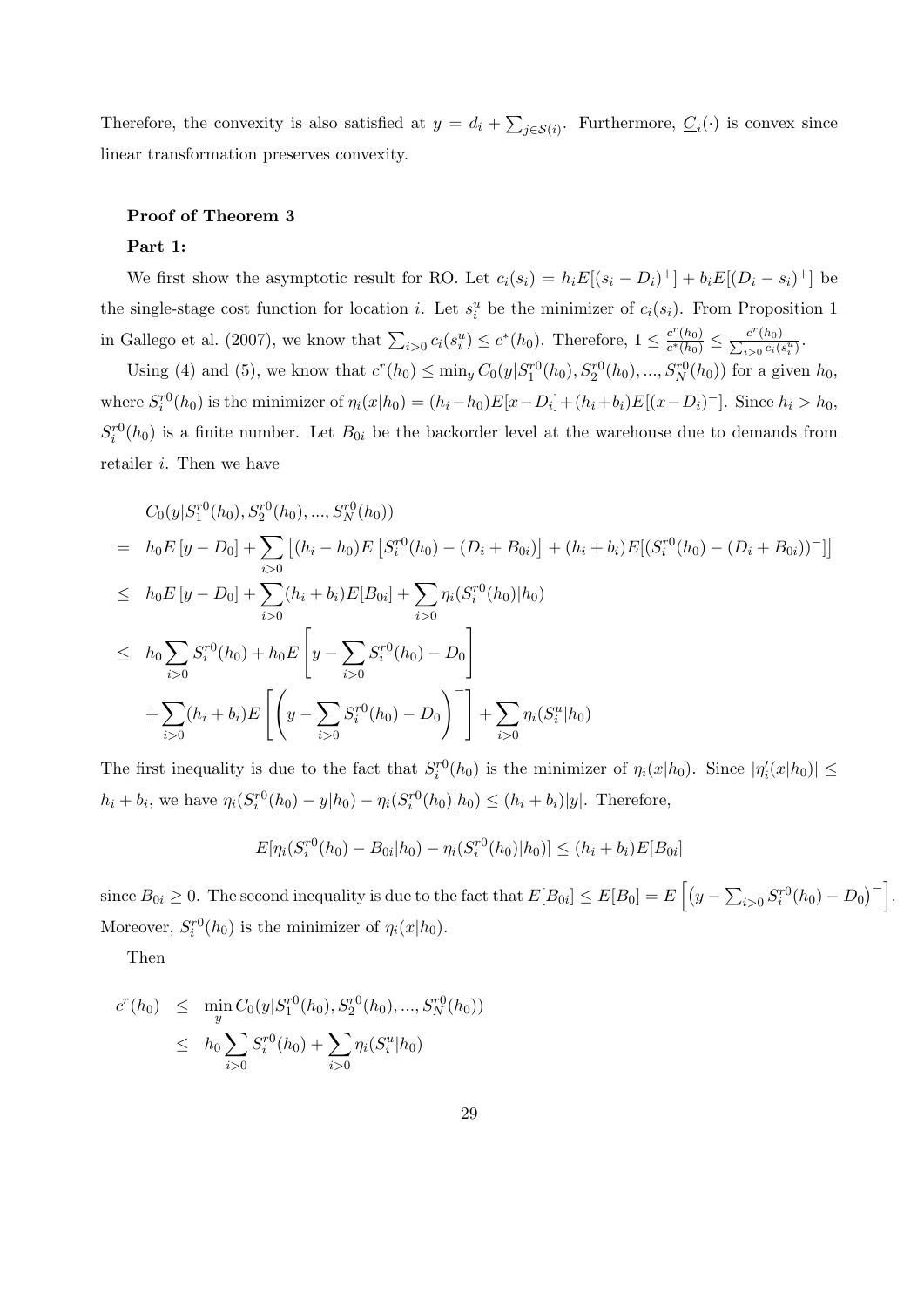Therefore, the convexity is also satisfied at $y = d_i + \sum_{j \in \mathcal{S}(i)}$. Furthermore, $\underline{C}_i(\cdot)$ is convex since linear transformation preserves convexity.

**Proof of Theorem 3**

**Part 1:**

We first show the asymptotic result for RO. Let $c_i(s_i) = h_i E[(s_i - D_i)^+] + b_i E[(D_i - s_i)^+]$ be the single-stage cost function for location $i$. Let $s_i^u$ be the minimizer of $c_i(s_i)$. From Proposition 1 in Gallego et al. (2007), we know that $\sum_{i>0} c_i(s_i^u) \leq c^*(h_0)$. Therefore, $1 \leq \frac{c^r(h_0)}{c^*(h_0)} \leq \frac{c^r(h_0)}{\sum_{i>0} c_i(s_i^u)}$.

Using (4) and (5), we know that $c^r(h_0) \leq \min_y C_0(y|S_1^{r0}(h_0), S_2^{r0}(h_0), ..., S_N^{r0}(h_0))$ for a given $h_0$, where $S_i^{r0}(h_0)$ is the minimizer of $\eta_i(x|h_0) = (h_i - h_0)E[x - D_i] + (h_i + b_i)E[(x - D_i)^-]$. Since $h_i > h_0$, $S_i^{r0}(h_0)$ is a finite number. Let $B_{0i}$ be the backorder level at the warehouse due to demands from retailer $i$. Then we have

$$
\begin{aligned}
& C_0(y|S_1^{r0}(h_0), S_2^{r0}(h_0), ..., S_N^{r0}(h_0)) \\
= \quad & h_0 E\left[y - D_0\right] + \sum_{i>0} \left[ (h_i - h_0) E\left[S_i^{r0}(h_0) - (D_i + B_{0i})\right] + (h_i + b_i) E[(S_i^{r0}(h_0) - (D_i + B_{0i}))^-] \right] \\
\leq \quad & h_0 E\left[y - D_0\right] + \sum_{i>0} (h_i + b_i) E[B_{0i}] + \sum_{i>0} \eta_i(S_i^{r0}(h_0)|h_0) \\
\leq \quad & h_0 \sum_{i>0} S_i^{r0}(h_0) + h_0 E\left[ y - \sum_{i>0} S_i^{r0}(h_0) - D_0 \right] \\
& + \sum_{i>0} (h_i + b_i) E\left[ \left( y - \sum_{i>0} S_i^{r0}(h_0) - D_0 \right)^- \right] + \sum_{i>0} \eta_i(S_i^u|h_0)
\end{aligned}
$$

The first inequality is due to the fact that $S_i^{r0}(h_0)$ is the minimizer of $\eta_i(x|h_0)$. Since $|\eta_i'(x|h_0)| \leq h_i + b_i$, we have $\eta_i(S_i^{r0}(h_0) - y|h_0) - \eta_i(S_i^{r0}(h_0)|h_0) \leq (h_i + b_i)|y|$. Therefore,

$$
E[\eta_i(S_i^{r0}(h_0) - B_{0i}|h_0) - \eta_i(S_i^{r0}(h_0)|h_0)] \leq (h_i + b_i) E[B_{0i}]
$$

since $B_{0i} \geq 0$. The second inequality is due to the fact that $E[B_{0i}] \leq E[B_0] = E\left[ \left( y - \sum_{i>0} S_i^{r0}(h_0) - D_0 \right)^- \right]$. Moreover, $S_i^{r0}(h_0)$ is the minimizer of $\eta_i(x|h_0)$.

Then

$$
\begin{aligned}
c^r(h_0) \quad & \leq \quad \min_y C_0(y|S_1^{r0}(h_0), S_2^{r0}(h_0), ..., S_N^{r0}(h_0)) \\
& \leq \quad h_0 \sum_{i>0} S_i^{r0}(h_0) + \sum_{i>0} \eta_i(S_i^u|h_0)
\end{aligned}
$$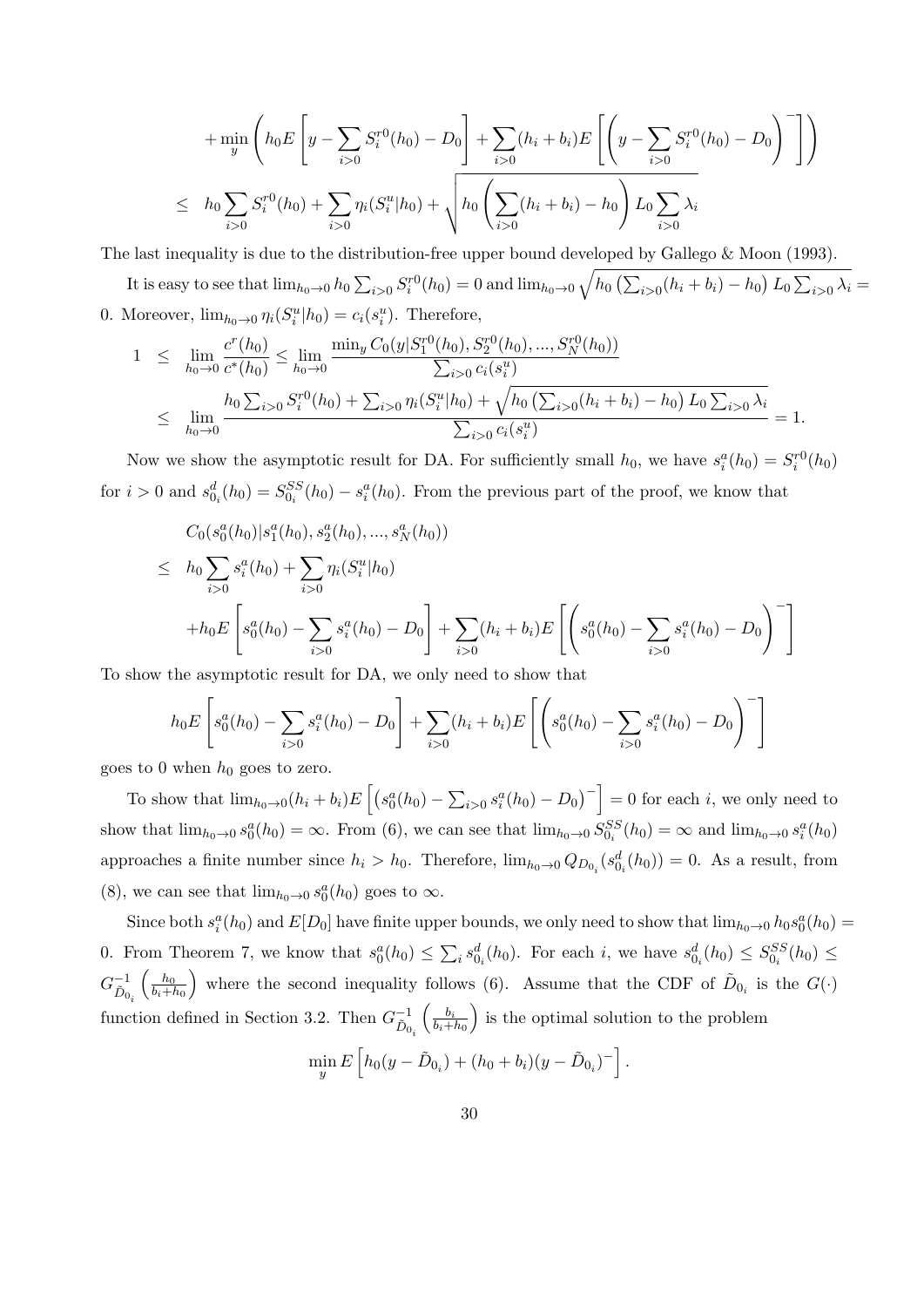$$
\begin{aligned}
&+\min_y \left( h_0 E\left[ y - \sum_{i>0} S_i^{r0}(h_0) - D_0 \right] + \sum_{i>0} (h_i+b_i) E\left[ \left( y - \sum_{i>0} S_i^{r0}(h_0) - D_0 \right)^- \right] \right) \\
\leq\ & h_0 \sum_{i>0} S_i^{r0}(h_0) + \sum_{i>0} \eta_i(S_i^u|h_0) + \sqrt{h_0 \left( \sum_{i>0}(h_i+b_i) - h_0 \right) L_0 \sum_{i>0} \lambda_i}
\end{aligned}
$$

The last inequality is due to the distribution-free upper bound developed by Gallego & Moon (1993).

It is easy to see that $\lim_{h_0 \to 0} h_0 \sum_{i>0} S_i^{r0}(h_0) = 0$ and $\lim_{h_0 \to 0} \sqrt{h_0 \left( \sum_{i>0}(h_i+b_i) - h_0 \right) L_0 \sum_{i>0} \lambda_i} = 0$. Moreover, $\lim_{h_0 \to 0} \eta_i(S_i^u|h_0) = c_i(s_i^u)$. Therefore,

$$
\begin{aligned}
1 &\leq \lim_{h_0 \to 0} \frac{c^r(h_0)}{c^*(h_0)} \leq \lim_{h_0 \to 0} \frac{\min_y C_0(y|S_1^{r0}(h_0), S_2^{r0}(h_0), ..., S_N^{r0}(h_0))}{\sum_{i>0} c_i(s_i^u)} \\
&\leq \lim_{h_0 \to 0} \frac{h_0 \sum_{i>0} S_i^{r0}(h_0) + \sum_{i>0} \eta_i(S_i^u|h_0) + \sqrt{h_0 \left( \sum_{i>0}(h_i+b_i) - h_0 \right) L_0 \sum_{i>0} \lambda_i}}{\sum_{i>0} c_i(s_i^u)} = 1.
\end{aligned}
$$

Now we show the asymptotic result for DA. For sufficiently small $h_0$, we have $s_i^a(h_0) = S_i^{r0}(h_0)$ for $i > 0$ and $s_{0_i}^d(h_0) = S_{0_i}^{SS}(h_0) - s_i^a(h_0)$. From the previous part of the proof, we know that

$$
\begin{aligned}
& C_0(s_0^a(h_0)|s_1^a(h_0), s_2^a(h_0), ..., s_N^a(h_0)) \\
\leq\ & h_0 \sum_{i>0} s_i^a(h_0) + \sum_{i>0} \eta_i(S_i^u|h_0) \\
& + h_0 E\left[ s_0^a(h_0) - \sum_{i>0} s_i^a(h_0) - D_0 \right] + \sum_{i>0} (h_i+b_i) E\left[ \left( s_0^a(h_0) - \sum_{i>0} s_i^a(h_0) - D_0 \right)^- \right]
\end{aligned}
$$

To show the asymptotic result for DA, we only need to show that

$$
h_0 E\left[ s_0^a(h_0) - \sum_{i>0} s_i^a(h_0) - D_0 \right] + \sum_{i>0} (h_i+b_i) E\left[ \left( s_0^a(h_0) - \sum_{i>0} s_i^a(h_0) - D_0 \right)^- \right]
$$

goes to 0 when $h_0$ goes to zero.

To show that $\lim_{h_0 \to 0} (h_i+b_i) E\left[ \left( s_0^a(h_0) - \sum_{i>0} s_i^a(h_0) - D_0 \right)^- \right] = 0$ for each $i$, we only need to show that $\lim_{h_0 \to 0} s_0^a(h_0) = \infty$. From (6), we can see that $\lim_{h_0 \to 0} S_{0_i}^{SS}(h_0) = \infty$ and $\lim_{h_0 \to 0} s_i^a(h_0)$ approaches a finite number since $h_i > h_0$. Therefore, $\lim_{h_0 \to 0} Q_{D_{0_i}}(s_{0_i}^d(h_0)) = 0$. As a result, from (8), we can see that $\lim_{h_0 \to 0} s_0^a(h_0)$ goes to $\infty$.

Since both $s_i^a(h_0)$ and $E[D_0]$ have finite upper bounds, we only need to show that $\lim_{h_0 \to 0} h_0 s_0^a(h_0) = 0$. From Theorem 7, we know that $s_0^a(h_0) \leq \sum_i s_{0_i}^d(h_0)$. For each $i$, we have $s_{0_i}^d(h_0) \leq S_{0_i}^{SS}(h_0) \leq G_{\tilde{D}_{0_i}}^{-1}\left( \frac{h_0}{b_i+h_0} \right)$ where the second inequality follows (6). Assume that the CDF of $\tilde{D}_{0_i}$ is the $G(\cdot)$ function defined in Section 3.2. Then $G_{\tilde{D}_{0_i}}^{-1}\left( \frac{b_i}{b_i+h_0} \right)$ is the optimal solution to the problem

$$
\min_y E\left[ h_0(y - \tilde{D}_{0_i}) + (h_0+b_i)(y - \tilde{D}_{0_i})^- \right].
$$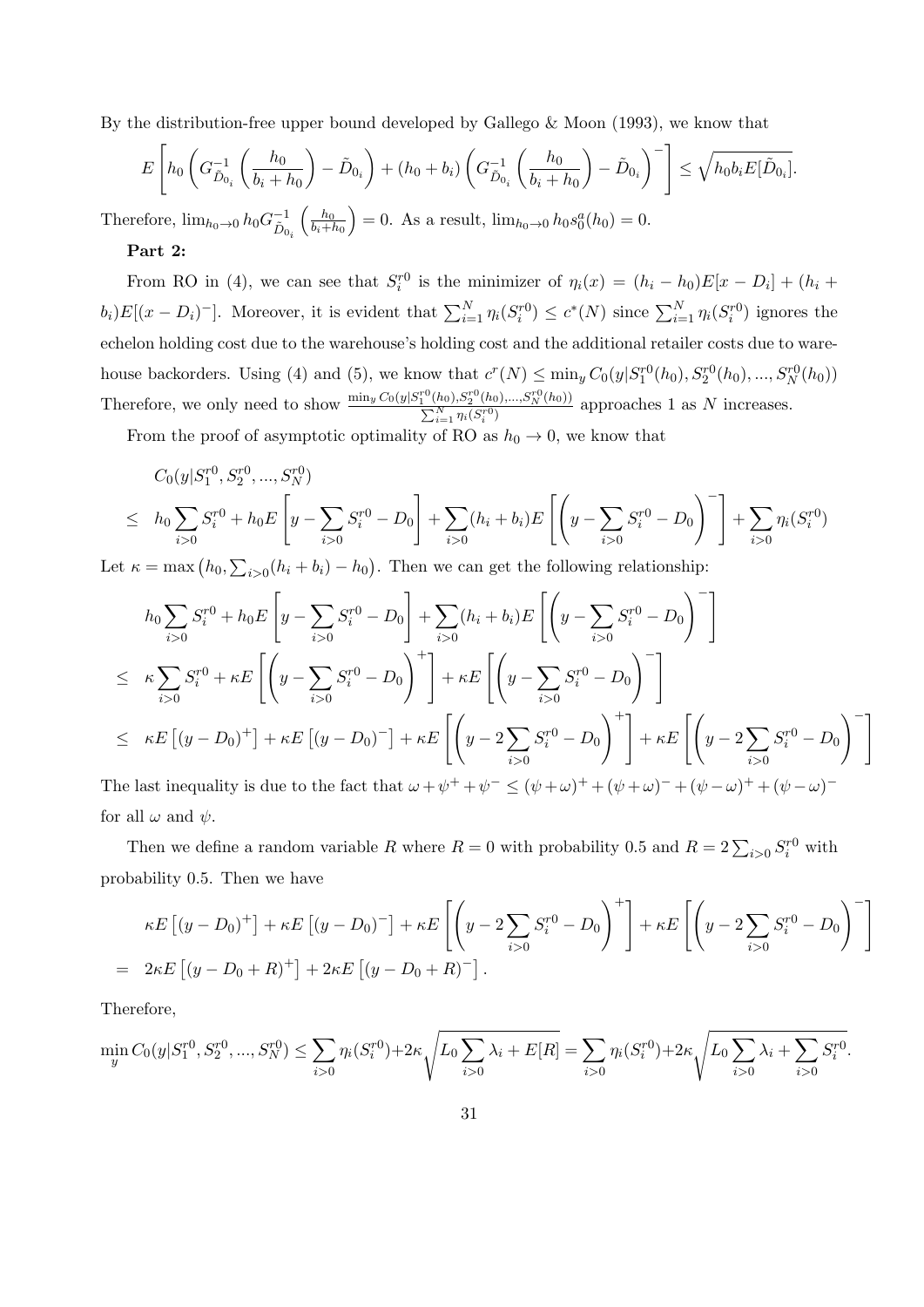By the distribution-free upper bound developed by Gallego & Moon (1993), we know that

$$E\left[h_0\left(G^{-1}_{\tilde{D}_{0_i}}\left(\frac{h_0}{b_i+h_0}\right)-\tilde{D}_{0_i}\right)+(h_0+b_i)\left(G^{-1}_{\tilde{D}_{0_i}}\left(\frac{h_0}{b_i+h_0}\right)-\tilde{D}_{0_i}\right)^-\right]\leq\sqrt{h_0 b_i E[\tilde{D}_{0_i}]}.$$

Therefore, $\lim_{h_0\to 0} h_0 G^{-1}_{\tilde{D}_{0_i}}\left(\frac{h_0}{b_i+h_0}\right)=0$. As a result, $\lim_{h_0\to 0} h_0 s^a_0(h_0)=0$.

**Part 2:**

From RO in (4), we can see that $S^{r0}_i$ is the minimizer of $\eta_i(x)=(h_i-h_0)E[x-D_i]+(h_i+b_i)E[(x-D_i)^-]$. Moreover, it is evident that $\sum_{i=1}^N \eta_i(S^{r0}_i)\leq c^*(N)$ since $\sum_{i=1}^N \eta_i(S^{r0}_i)$ ignores the echelon holding cost due to the warehouse's holding cost and the additional retailer costs due to warehouse backorders. Using (4) and (5), we know that $c^r(N)\leq \min_y C_0(y|S^{r0}_1(h_0),S^{r0}_2(h_0),...,S^{r0}_N(h_0))$ Therefore, we only need to show $\frac{\min_y C_0(y|S^{r0}_1(h_0),S^{r0}_2(h_0),...,S^{r0}_N(h_0))}{\sum_{i=1}^N \eta_i(S^{r0}_i)}$ approaches 1 as $N$ increases.

From the proof of asymptotic optimality of RO as $h_0\to 0$, we know that

$$\begin{aligned}
&C_0(y|S^{r0}_1,S^{r0}_2,...,S^{r0}_N)\\
\leq\ & h_0\sum_{i>0}S^{r0}_i+h_0E\left[y-\sum_{i>0}S^{r0}_i-D_0\right]+\sum_{i>0}(h_i+b_i)E\left[\left(y-\sum_{i>0}S^{r0}_i-D_0\right)^-\right]+\sum_{i>0}\eta_i(S^{r0}_i)
\end{aligned}$$

Let $\kappa=\max\left(h_0,\sum_{i>0}(h_i+b_i)-h_0\right)$. Then we can get the following relationship:

$$\begin{aligned}
& h_0\sum_{i>0}S^{r0}_i+h_0E\left[y-\sum_{i>0}S^{r0}_i-D_0\right]+\sum_{i>0}(h_i+b_i)E\left[\left(y-\sum_{i>0}S^{r0}_i-D_0\right)^-\right]\\
\leq\ & \kappa\sum_{i>0}S^{r0}_i+\kappa E\left[\left(y-\sum_{i>0}S^{r0}_i-D_0\right)^+\right]+\kappa E\left[\left(y-\sum_{i>0}S^{r0}_i-D_0\right)^-\right]\\
\leq\ & \kappa E\left[(y-D_0)^+\right]+\kappa E\left[(y-D_0)^-\right]+\kappa E\left[\left(y-2\sum_{i>0}S^{r0}_i-D_0\right)^+\right]+\kappa E\left[\left(y-2\sum_{i>0}S^{r0}_i-D_0\right)^-\right]
\end{aligned}$$

The last inequality is due to the fact that $\omega+\psi^++\psi^-\leq(\psi+\omega)^++(\psi+\omega)^-+(\psi-\omega)^++(\psi-\omega)^-$ for all $\omega$ and $\psi$.

Then we define a random variable $R$ where $R=0$ with probability 0.5 and $R=2\sum_{i>0}S^{r0}_i$ with probability 0.5. Then we have

$$\begin{aligned}
& \kappa E\left[(y-D_0)^+\right]+\kappa E\left[(y-D_0)^-\right]+\kappa E\left[\left(y-2\sum_{i>0}S^{r0}_i-D_0\right)^+\right]+\kappa E\left[\left(y-2\sum_{i>0}S^{r0}_i-D_0\right)^-\right]\\
=\ & 2\kappa E\left[(y-D_0+R)^+\right]+2\kappa E\left[(y-D_0+R)^-\right].
\end{aligned}$$

Therefore,

$$\min_y C_0(y|S^{r0}_1,S^{r0}_2,...,S^{r0}_N)\leq\sum_{i>0}\eta_i(S^{r0}_i)+2\kappa\sqrt{L_0\sum_{i>0}\lambda_i+E[R]}=\sum_{i>0}\eta_i(S^{r0}_i)+2\kappa\sqrt{L_0\sum_{i>0}\lambda_i+\sum_{i>0}S^{r0}_i}.$$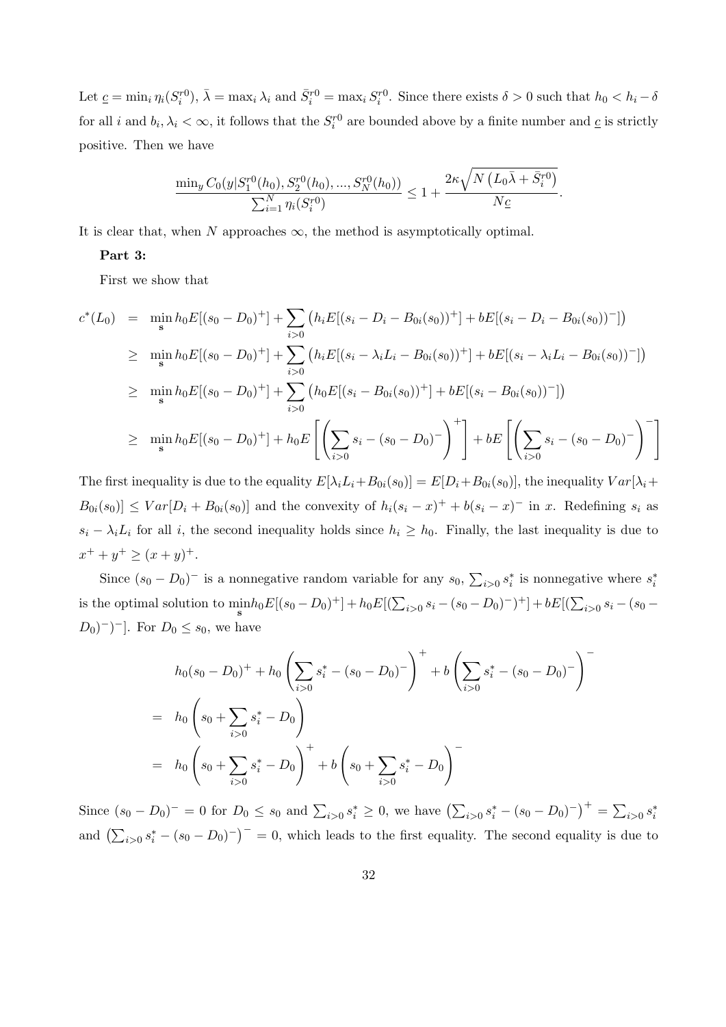Let $\underline{c} = \min_i \eta_i(S_i^{r0})$, $\bar{\lambda} = \max_i \lambda_i$ and $\bar{S}_i^{r0} = \max_i S_i^{r0}$. Since there exists $\delta > 0$ such that $h_0 < h_i - \delta$ for all $i$ and $b_i, \lambda_i < \infty$, it follows that the $S_i^{r0}$ are bounded above by a finite number and $\underline{c}$ is strictly positive. Then we have

$$\frac{\min_y C_0(y|S_1^{r0}(h_0), S_2^{r0}(h_0), ..., S_N^{r0}(h_0))}{\sum_{i=1}^N \eta_i(S_i^{r0})} \leq 1 + \frac{2\kappa\sqrt{N\left(L_0\bar{\lambda} + \bar{S}_i^{r0}\right)}}{N\underline{c}}.$$

It is clear that, when $N$ approaches $\infty$, the method is asymptotically optimal.

**Part 3:**

First we show that

$$\begin{aligned}
c^*(L_0) &= \min_{\mathbf{s}} h_0 E[(s_0 - D_0)^+] + \sum_{i>0}\left(h_i E[(s_i - D_i - B_{0i}(s_0))^+] + bE[(s_i - D_i - B_{0i}(s_0))^-]\right) \\
&\geq \min_{\mathbf{s}} h_0 E[(s_0 - D_0)^+] + \sum_{i>0}\left(h_i E[(s_i - \lambda_i L_i - B_{0i}(s_0))^+] + bE[(s_i - \lambda_i L_i - B_{0i}(s_0))^-]\right) \\
&\geq \min_{\mathbf{s}} h_0 E[(s_0 - D_0)^+] + \sum_{i>0}\left(h_0 E[(s_i - B_{0i}(s_0))^+] + bE[(s_i - B_{0i}(s_0))^-]\right) \\
&\geq \min_{\mathbf{s}} h_0 E[(s_0 - D_0)^+] + h_0 E\left[\left(\sum_{i>0} s_i - (s_0 - D_0)^-\right)^+\right] + bE\left[\left(\sum_{i>0} s_i - (s_0 - D_0)^-\right)^-\right]
\end{aligned}$$

The first inequality is due to the equality $E[\lambda_i L_i + B_{0i}(s_0)] = E[D_i + B_{0i}(s_0)]$, the inequality $Var[\lambda_i + B_{0i}(s_0)] \leq Var[D_i + B_{0i}(s_0)]$ and the convexity of $h_i(s_i - x)^+ + b(s_i - x)^-$ in $x$. Redefining $s_i$ as $s_i - \lambda_i L_i$ for all $i$, the second inequality holds since $h_i \geq h_0$. Finally, the last inequality is due to $x^+ + y^+ \geq (x + y)^+$.

Since $(s_0 - D_0)^-$ is a nonnegative random variable for any $s_0$, $\sum_{i>0} s_i^*$ is nonnegative where $s_i^*$ is the optimal solution to $\min_{\mathbf{s}} h_0 E[(s_0 - D_0)^+] + h_0 E[(\sum_{i>0} s_i - (s_0 - D_0)^-)^+] + bE[(\sum_{i>0} s_i - (s_0 - D_0)^-)^-]$. For $D_0 \leq s_0$, we have

$$\begin{aligned}
& h_0(s_0 - D_0)^+ + h_0\left(\sum_{i>0} s_i^* - (s_0 - D_0)^-\right)^+ + b\left(\sum_{i>0} s_i^* - (s_0 - D_0)^-\right)^- \\
= \;& h_0\left(s_0 + \sum_{i>0} s_i^* - D_0\right) \\
= \;& h_0\left(s_0 + \sum_{i>0} s_i^* - D_0\right)^+ + b\left(s_0 + \sum_{i>0} s_i^* - D_0\right)^-
\end{aligned}$$

Since $(s_0 - D_0)^- = 0$ for $D_0 \leq s_0$ and $\sum_{i>0} s_i^* \geq 0$, we have $\left(\sum_{i>0} s_i^* - (s_0 - D_0)^-\right)^+ = \sum_{i>0} s_i^*$ and $\left(\sum_{i>0} s_i^* - (s_0 - D_0)^-\right)^- = 0$, which leads to the first equality. The second equality is due to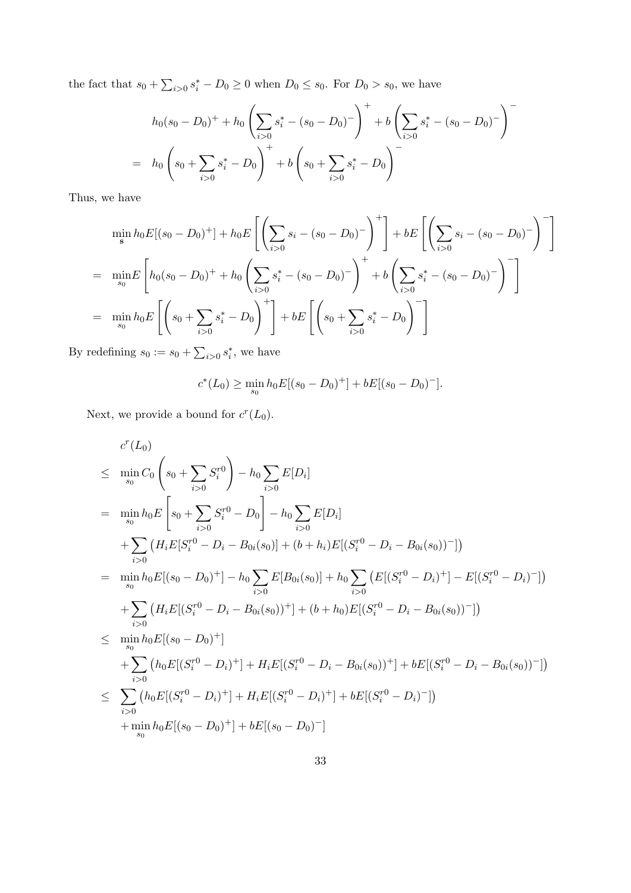the fact that $s_0 + \sum_{i>0} s_i^* - D_0 \geq 0$ when $D_0 \leq s_0$. For $D_0 > s_0$, we have

$$
\begin{aligned}
& h_0(s_0 - D_0)^+ + h_0\left(\sum_{i>0} s_i^* - (s_0 - D_0)^-\right)^+ + b\left(\sum_{i>0} s_i^* - (s_0 - D_0)^-\right)^- \\
= \quad & h_0\left(s_0 + \sum_{i>0} s_i^* - D_0\right)^+ + b\left(s_0 + \sum_{i>0} s_i^* - D_0\right)^-
\end{aligned}
$$

Thus, we have

$$
\begin{aligned}
& \min_{\mathbf{s}} h_0 E[(s_0 - D_0)^+] + h_0 E\left[\left(\sum_{i>0} s_i - (s_0 - D_0)^-\right)^+\right] + bE\left[\left(\sum_{i>0} s_i - (s_0 - D_0)^-\right)^-\right] \\
= \quad & \min_{s_0} E\left[h_0(s_0 - D_0)^+ + h_0\left(\sum_{i>0} s_i^* - (s_0 - D_0)^-\right)^+ + b\left(\sum_{i>0} s_i^* - (s_0 - D_0)^-\right)^-\right] \\
= \quad & \min_{s_0} h_0 E\left[\left(s_0 + \sum_{i>0} s_i^* - D_0\right)^+\right] + bE\left[\left(s_0 + \sum_{i>0} s_i^* - D_0\right)^-\right]
\end{aligned}
$$

By redefining $s_0 := s_0 + \sum_{i>0} s_i^*$, we have

$$
c^*(L_0) \geq \min_{s_0} h_0 E[(s_0 - D_0)^+] + bE[(s_0 - D_0)^-].
$$

Next, we provide a bound for $c^r(L_0)$.

$$
\begin{aligned}
& c^r(L_0) \\
\leq \quad & \min_{s_0} C_0\left(s_0 + \sum_{i>0} S_i^{r0}\right) - h_0 \sum_{i>0} E[D_i] \\
= \quad & \min_{s_0} h_0 E\left[s_0 + \sum_{i>0} S_i^{r0} - D_0\right] - h_0 \sum_{i>0} E[D_i] \\
& + \sum_{i>0} \left(H_i E[S_i^{r0} - D_i - B_{0i}(s_0)] + (b + h_i) E[(S_i^{r0} - D_i - B_{0i}(s_0))^-]\right) \\
= \quad & \min_{s_0} h_0 E[(s_0 - D_0)^+] - h_0 \sum_{i>0} E[B_{0i}(s_0)] + h_0 \sum_{i>0} \left(E[(S_i^{r0} - D_i)^+] - E[(S_i^{r0} - D_i)^-]\right) \\
& + \sum_{i>0} \left(H_i E[(S_i^{r0} - D_i - B_{0i}(s_0))^+] + (b + h_0) E[(S_i^{r0} - D_i - B_{0i}(s_0))^-]\right) \\
\leq \quad & \min_{s_0} h_0 E[(s_0 - D_0)^+] \\
& + \sum_{i>0} \left(h_0 E[(S_i^{r0} - D_i)^+] + H_i E[(S_i^{r0} - D_i - B_{0i}(s_0))^+] + bE[(S_i^{r0} - D_i - B_{0i}(s_0))^-]\right) \\
\leq \quad & \sum_{i>0} \left(h_0 E[(S_i^{r0} - D_i)^+] + H_i E[(S_i^{r0} - D_i)^+] + bE[(S_i^{r0} - D_i)^-]\right) \\
& + \min_{s_0} h_0 E[(s_0 - D_0)^+] + bE[(s_0 - D_0)^-]
\end{aligned}
$$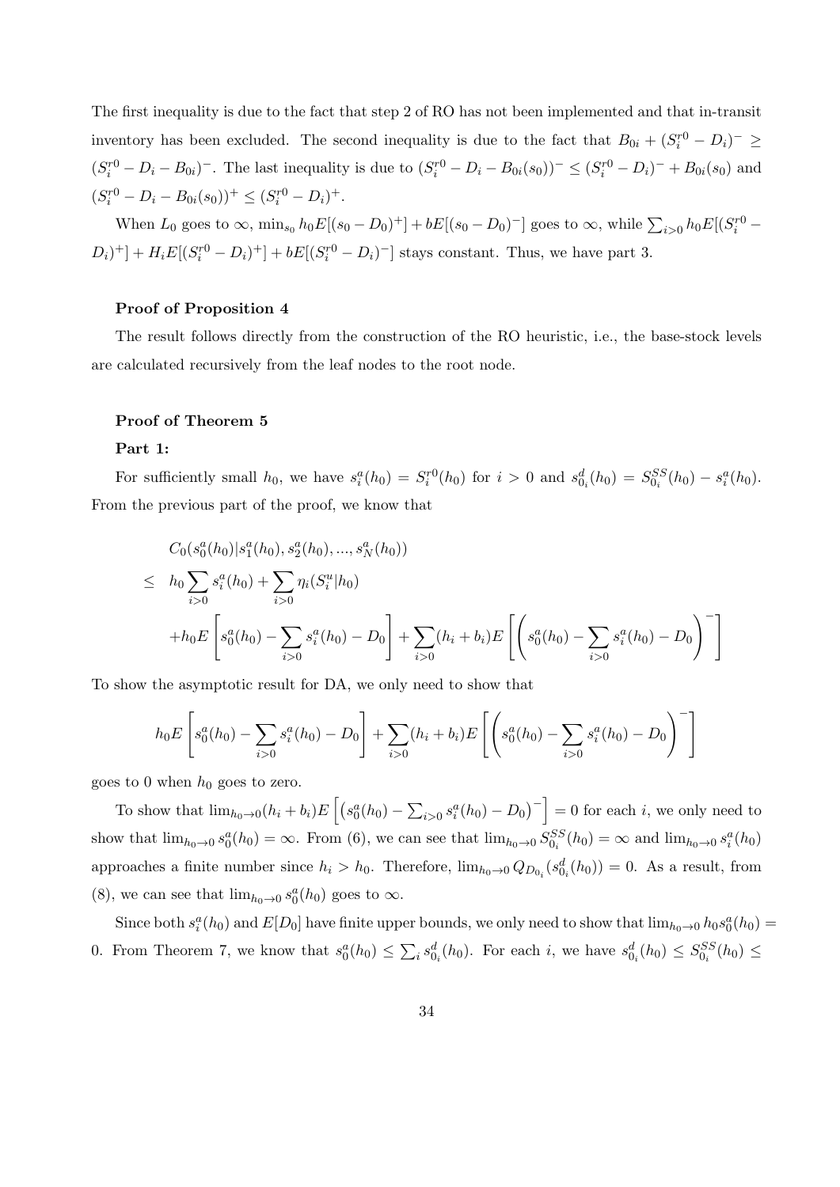The first inequality is due to the fact that step 2 of RO has not been implemented and that in-transit inventory has been excluded. The second inequality is due to the fact that $B_{0i} + (S_i^{r0} - D_i)^- \geq (S_i^{r0} - D_i - B_{0i})^-$. The last inequality is due to $(S_i^{r0} - D_i - B_{0i}(s_0))^- \leq (S_i^{r0} - D_i)^- + B_{0i}(s_0)$ and $(S_i^{r0} - D_i - B_{0i}(s_0))^+ \leq (S_i^{r0} - D_i)^+$.

When $L_0$ goes to $\infty$, $\min_{s_0} h_0 E[(s_0 - D_0)^+] + bE[(s_0 - D_0)^-]$ goes to $\infty$, while $\sum_{i>0} h_0 E[(S_i^{r0} - D_i)^+] + H_i E[(S_i^{r0} - D_i)^+] + bE[(S_i^{r0} - D_i)^-]$ stays constant. Thus, we have part 3.

**Proof of Proposition 4**

The result follows directly from the construction of the RO heuristic, i.e., the base-stock levels are calculated recursively from the leaf nodes to the root node.

**Proof of Theorem 5**

**Part 1:**

For sufficiently small $h_0$, we have $s_i^a(h_0) = S_i^{r0}(h_0)$ for $i > 0$ and $s_{0_i}^d(h_0) = S_{0_i}^{SS}(h_0) - s_i^a(h_0)$. From the previous part of the proof, we know that

$$
\begin{aligned}
& C_0(s_0^a(h_0)|s_1^a(h_0), s_2^a(h_0), ..., s_N^a(h_0)) \\
\leq \quad & h_0 \sum_{i>0} s_i^a(h_0) + \sum_{i>0} \eta_i(S_i^u|h_0) \\
& + h_0 E\left[s_0^a(h_0) - \sum_{i>0} s_i^a(h_0) - D_0\right] + \sum_{i>0}(h_i + b_i) E\left[\left(s_0^a(h_0) - \sum_{i>0} s_i^a(h_0) - D_0\right)^-\right]
\end{aligned}
$$

To show the asymptotic result for DA, we only need to show that

$$
h_0 E\left[s_0^a(h_0) - \sum_{i>0} s_i^a(h_0) - D_0\right] + \sum_{i>0}(h_i + b_i) E\left[\left(s_0^a(h_0) - \sum_{i>0} s_i^a(h_0) - D_0\right)^-\right]
$$

goes to 0 when $h_0$ goes to zero.

To show that $\lim_{h_0 \to 0}(h_i + b_i) E\left[\left(s_0^a(h_0) - \sum_{i>0} s_i^a(h_0) - D_0\right)^-\right] = 0$ for each $i$, we only need to show that $\lim_{h_0 \to 0} s_0^a(h_0) = \infty$. From (6), we can see that $\lim_{h_0 \to 0} S_{0_i}^{SS}(h_0) = \infty$ and $\lim_{h_0 \to 0} s_i^a(h_0)$ approaches a finite number since $h_i > h_0$. Therefore, $\lim_{h_0 \to 0} Q_{D_{0_i}}(s_{0_i}^d(h_0)) = 0$. As a result, from (8), we can see that $\lim_{h_0 \to 0} s_0^a(h_0)$ goes to $\infty$.

Since both $s_i^a(h_0)$ and $E[D_0]$ have finite upper bounds, we only need to show that $\lim_{h_0 \to 0} h_0 s_0^a(h_0) = 0$. From Theorem 7, we know that $s_0^a(h_0) \leq \sum_i s_{0_i}^d(h_0)$. For each $i$, we have $s_{0_i}^d(h_0) \leq S_{0_i}^{SS}(h_0) \leq$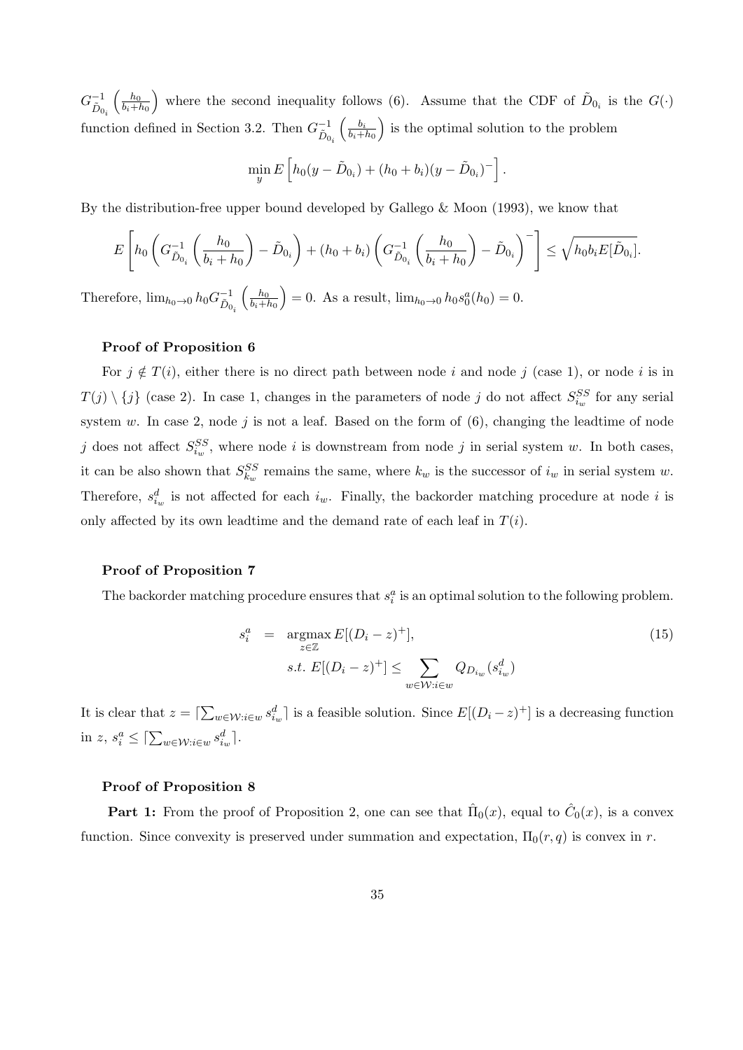$G^{-1}_{\tilde{D}_{0_i}}\left(\frac{h_0}{b_i+h_0}\right)$ where the second inequality follows (6). Assume that the CDF of $\tilde{D}_{0_i}$ is the $G(\cdot)$ function defined in Section 3.2. Then $G^{-1}_{\tilde{D}_{0_i}}\left(\frac{b_i}{b_i+h_0}\right)$ is the optimal solution to the problem

$$\min_y E\left[h_0(y-\tilde{D}_{0_i})+(h_0+b_i)(y-\tilde{D}_{0_i})^-\right].$$

By the distribution-free upper bound developed by Gallego & Moon (1993), we know that

$$E\left[h_0\left(G^{-1}_{\tilde{D}_{0_i}}\left(\frac{h_0}{b_i+h_0}\right)-\tilde{D}_{0_i}\right)+(h_0+b_i)\left(G^{-1}_{\tilde{D}_{0_i}}\left(\frac{h_0}{b_i+h_0}\right)-\tilde{D}_{0_i}\right)^-\right]\leq\sqrt{h_0 b_i E[\tilde{D}_{0_i}]}.$$

Therefore, $\lim_{h_0\to 0} h_0 G^{-1}_{\tilde{D}_{0_i}}\left(\frac{h_0}{b_i+h_0}\right)=0$. As a result, $\lim_{h_0\to 0} h_0 s^a_0(h_0)=0$.

**Proof of Proposition 6**

For $j\notin T(i)$, either there is no direct path between node $i$ and node $j$ (case 1), or node $i$ is in $T(j)\setminus\{j\}$ (case 2). In case 1, changes in the parameters of node $j$ do not affect $S^{SS}_{i_w}$ for any serial system $w$. In case 2, node $j$ is not a leaf. Based on the form of (6), changing the leadtime of node $j$ does not affect $S^{SS}_{i_w}$, where node $i$ is downstream from node $j$ in serial system $w$. In both cases, it can be also shown that $S^{SS}_{k_w}$ remains the same, where $k_w$ is the successor of $i_w$ in serial system $w$. Therefore, $s^d_{i_w}$ is not affected for each $i_w$. Finally, the backorder matching procedure at node $i$ is only affected by its own leadtime and the demand rate of each leaf in $T(i)$.

**Proof of Proposition 7**

The backorder matching procedure ensures that $s^a_i$ is an optimal solution to the following problem.

$$\begin{aligned} s^a_i &= \operatorname*{argmax}_{z\in\mathbb{Z}} E[(D_i-z)^+], \\ & s.t.\ E[(D_i-z)^+]\leq\sum_{w\in\mathcal{W}:i\in w} Q_{D_{i_w}}(s^d_{i_w}) \end{aligned} \tag{15}$$

It is clear that $z=\lceil\sum_{w\in\mathcal{W}:i\in w}s^d_{i_w}\rceil$ is a feasible solution. Since $E[(D_i-z)^+]$ is a decreasing function in $z$, $s^a_i\leq\lceil\sum_{w\in\mathcal{W}:i\in w}s^d_{i_w}\rceil$.

**Proof of Proposition 8**

**Part 1:** From the proof of Proposition 2, one can see that $\hat{\Pi}_0(x)$, equal to $\hat{C}_0(x)$, is a convex function. Since convexity is preserved under summation and expectation, $\Pi_0(r,q)$ is convex in $r$.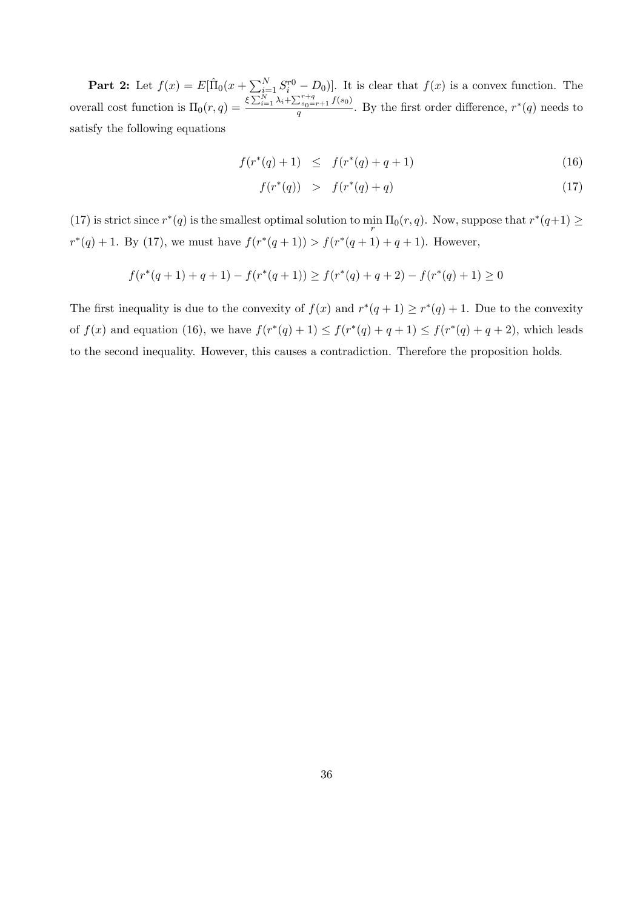**Part 2:** Let $f(x) = E[\hat{\Pi}_0(x + \sum_{i=1}^{N} S_i^{r0} - D_0)]$. It is clear that $f(x)$ is a convex function. The overall cost function is $\Pi_0(r, q) = \frac{\xi \sum_{i=1}^{N} \lambda_i + \sum_{s_0=r+1}^{r+q} f(s_0)}{q}$. By the first order difference, $r^*(q)$ needs to satisfy the following equations

$$
\begin{aligned}
f(r^*(q) + 1) &\leq f(r^*(q) + q + 1) && (16) \\
f(r^*(q)) &> f(r^*(q) + q) && (17)
\end{aligned}
$$

(17) is strict since $r^*(q)$ is the smallest optimal solution to $\min_r \Pi_0(r, q)$. Now, suppose that $r^*(q+1) \geq r^*(q) + 1$. By (17), we must have $f(r^*(q+1)) > f(r^*(q+1) + q + 1)$. However,

$$
f(r^*(q+1) + q + 1) - f(r^*(q+1)) \geq f(r^*(q) + q + 2) - f(r^*(q) + 1) \geq 0
$$

The first inequality is due to the convexity of $f(x)$ and $r^*(q+1) \geq r^*(q) + 1$. Due to the convexity of $f(x)$ and equation (16), we have $f(r^*(q) + 1) \leq f(r^*(q) + q + 1) \leq f(r^*(q) + q + 2)$, which leads to the second inequality. However, this causes a contradiction. Therefore the proposition holds.